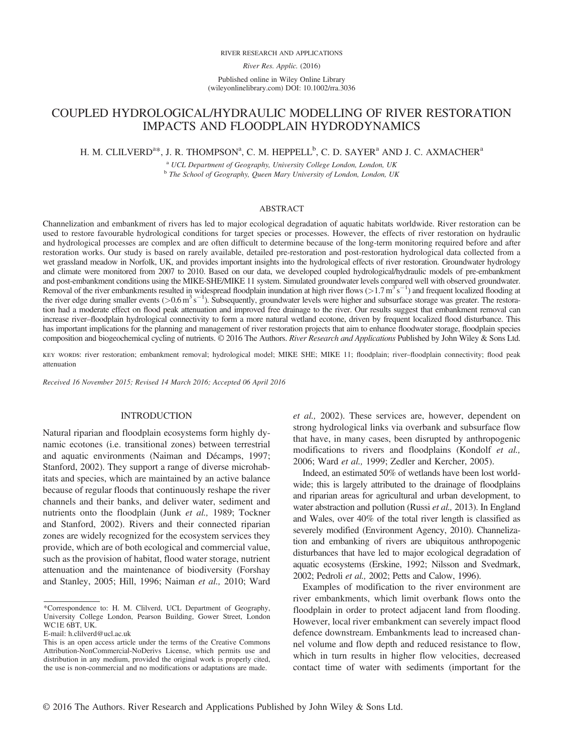# COUPLED HYDROLOGICAL/HYDRAULIC MODELLING OF RIVER RESTORATION IMPACTS AND FLOODPLAIN HYDRODYNAMICS

H. M. CLILVERD[a]*, J. R. THOMPSON[a], C. M. HEPPELL[b], C. D. SAYER[a] AND J. C. AXMACHER[a]

[a] *UCL Department of Geography, University College London, London, UK*
[b] *The School of Geography, Queen Mary University of London, London, UK*

## ABSTRACT

Channelization and embankment of rivers has led to major ecological degradation of aquatic habitats worldwide. River restoration can be used to restore favourable hydrological conditions for target species or processes. However, the effects of river restoration on hydraulic and hydrological processes are complex and are often difficult to determine because of the long-term monitoring required before and after restoration works. Our study is based on rarely available, detailed pre-restoration and post-restoration hydrological data collected from a wet grassland meadow in Norfolk, UK, and provides important insights into the hydrological effects of river restoration. Groundwater hydrology and climate were monitored from 2007 to 2010. Based on our data, we developed coupled hydrological/hydraulic models of pre-embankment and post-embankment conditions using the MIKE-SHE/MIKE 11 system. Simulated groundwater levels compared well with observed groundwater. Removal of the river embankments resulted in widespread floodplain inundation at high river flows ($>1.7\,m^3\,s^{-1}$) and frequent localized flooding at the river edge during smaller events ($>0.6\,m^3\,s^{-1}$). Subsequently, groundwater levels were higher and subsurface storage was greater. The restoration had a moderate effect on flood peak attenuation and improved free drainage to the river. Our results suggest that embankment removal can increase river–floodplain hydrological connectivity to form a more natural wetland ecotone, driven by frequent localized flood disturbance. This has important implications for the planning and management of river restoration projects that aim to enhance floodwater storage, floodplain species composition and biogeochemical cycling of nutrients. © 2016 The Authors. *River Research and Applications* Published by John Wiley & Sons Ltd.

KEY WORDS: river restoration; embankment removal; hydrological model; MIKE SHE; MIKE 11; floodplain; river–floodplain connectivity; flood peak attenuation

*Received 16 November 2015; Revised 14 March 2016; Accepted 06 April 2016*

## INTRODUCTION

Natural riparian and floodplain ecosystems form highly dynamic ecotones (i.e. transitional zones) between terrestrial and aquatic environments (Naiman and Décamps, 1997; Stanford, 2002). They support a range of diverse microhabitats and species, which are maintained by an active balance because of regular floods that continuously reshape the river channels and their banks, and deliver water, sediment and nutrients onto the floodplain (Junk *et al.,* 1989; Tockner and Stanford, 2002). Rivers and their connected riparian zones are widely recognized for the ecosystem services they provide, which are of both ecological and commercial value, such as the provision of habitat, flood water storage, nutrient attenuation and the maintenance of biodiversity (Forshay and Stanley, 2005; Hill, 1996; Naiman *et al.,* 2010; Ward *et al.,* 2002). These services are, however, dependent on strong hydrological links via overbank and subsurface flow that have, in many cases, been disrupted by anthropogenic modifications to rivers and floodplains (Kondolf *et al.,* 2006; Ward *et al.,* 1999; Zedler and Kercher, 2005).

Indeed, an estimated 50% of wetlands have been lost worldwide; this is largely attributed to the drainage of floodplains and riparian areas for agricultural and urban development, to water abstraction and pollution (Russi *et al.,* 2013). In England and Wales, over 40% of the total river length is classified as severely modified (Environment Agency, 2010). Channelization and embanking of rivers are ubiquitous anthropogenic disturbances that have led to major ecological degradation of aquatic ecosystems (Erskine, 1992; Nilsson and Svedmark, 2002; Pedroli *et al.,* 2002; Petts and Calow, 1996).

Examples of modification to the river environment are river embankments, which limit overbank flows onto the floodplain in order to protect adjacent land from flooding. However, local river embankment can severely impact flood defence downstream. Embankments lead to increased channel volume and flow depth and reduced resistance to flow, which in turn results in higher flow velocities, decreased contact time of water with sediments (important for the

---

*Correspondence to: H. M. Clilverd, UCL Department of Geography, University College London, Pearson Building, Gower Street, London WC1E 6BT, UK.
E-mail: h.clilverd@ucl.ac.uk

This is an open access article under the terms of the Creative Commons Attribution-NonCommercial-NoDerivs License, which permits use and distribution in any medium, provided the original work is properly cited, the use is non-commercial and no modifications or adaptations are made.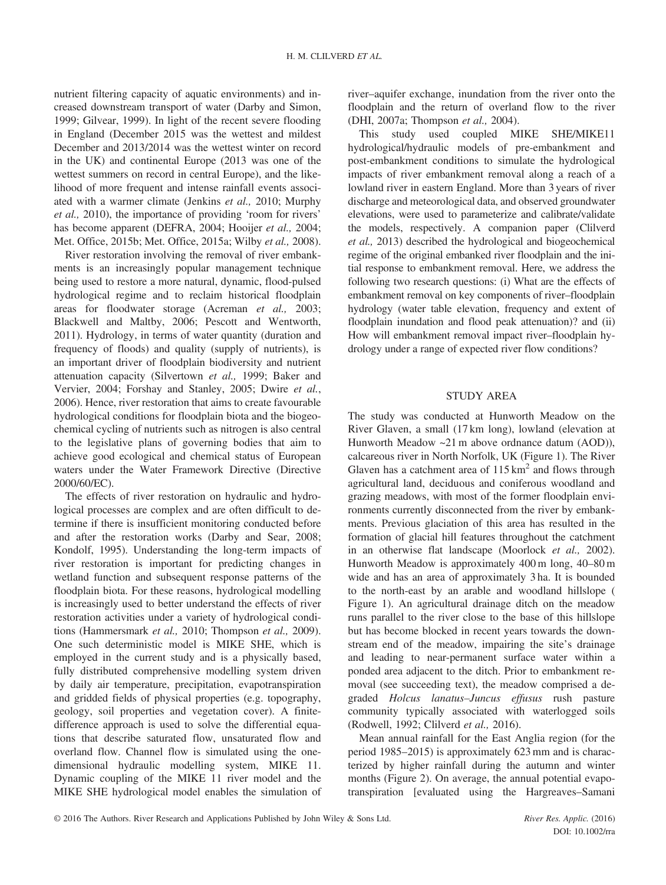nutrient filtering capacity of aquatic environments) and increased downstream transport of water (Darby and Simon, 1999; Gilvear, 1999). In light of the recent severe flooding in England (December 2015 was the wettest and mildest December and 2013/2014 was the wettest winter on record in the UK) and continental Europe (2013 was one of the wettest summers on record in central Europe), and the likelihood of more frequent and intense rainfall events associated with a warmer climate (Jenkins *et al.,* 2010; Murphy *et al.,* 2010), the importance of providing 'room for rivers' has become apparent (DEFRA, 2004; Hooijer *et al.,* 2004; Met. Office, 2015b; Met. Office, 2015a; Wilby *et al.,* 2008).

River restoration involving the removal of river embankments is an increasingly popular management technique being used to restore a more natural, dynamic, flood-pulsed hydrological regime and to reclaim historical floodplain areas for floodwater storage (Acreman *et al.,* 2003; Blackwell and Maltby, 2006; Pescott and Wentworth, 2011). Hydrology, in terms of water quantity (duration and frequency of floods) and quality (supply of nutrients), is an important driver of floodplain biodiversity and nutrient attenuation capacity (Silvertown *et al.,* 1999; Baker and Vervier, 2004; Forshay and Stanley, 2005; Dwire *et al.*, 2006). Hence, river restoration that aims to create favourable hydrological conditions for floodplain biota and the biogeochemical cycling of nutrients such as nitrogen is also central to the legislative plans of governing bodies that aim to achieve good ecological and chemical status of European waters under the Water Framework Directive (Directive 2000/60/EC).

The effects of river restoration on hydraulic and hydrological processes are complex and are often difficult to determine if there is insufficient monitoring conducted before and after the restoration works (Darby and Sear, 2008; Kondolf, 1995). Understanding the long-term impacts of river restoration is important for predicting changes in wetland function and subsequent response patterns of the floodplain biota. For these reasons, hydrological modelling is increasingly used to better understand the effects of river restoration activities under a variety of hydrological conditions (Hammersmark *et al.,* 2010; Thompson *et al.,* 2009). One such deterministic model is MIKE SHE, which is employed in the current study and is a physically based, fully distributed comprehensive modelling system driven by daily air temperature, precipitation, evapotranspiration and gridded fields of physical properties (e.g. topography, geology, soil properties and vegetation cover). A finite-difference approach is used to solve the differential equations that describe saturated flow, unsaturated flow and overland flow. Channel flow is simulated using the one-dimensional hydraulic modelling system, MIKE 11. Dynamic coupling of the MIKE 11 river model and the MIKE SHE hydrological model enables the simulation of river–aquifer exchange, inundation from the river onto the floodplain and the return of overland flow to the river (DHI, 2007a; Thompson *et al.,* 2004).

This study used coupled MIKE SHE/MIKE11 hydrological/hydraulic models of pre-embankment and post-embankment conditions to simulate the hydrological impacts of river embankment removal along a reach of a lowland river in eastern England. More than 3 years of river discharge and meteorological data, and observed groundwater elevations, were used to parameterize and calibrate/validate the models, respectively. A companion paper (Clilverd *et al.,* 2013) described the hydrological and biogeochemical regime of the original embanked river floodplain and the initial response to embankment removal. Here, we address the following two research questions: (i) What are the effects of embankment removal on key components of river–floodplain hydrology (water table elevation, frequency and extent of floodplain inundation and flood peak attenuation)? and (ii) How will embankment removal impact river–floodplain hydrology under a range of expected river flow conditions?

## STUDY AREA

The study was conducted at Hunworth Meadow on the River Glaven, a small (17 km long), lowland (elevation at Hunworth Meadow ~21 m above ordnance datum (AOD)), calcareous river in North Norfolk, UK (Figure 1). The River Glaven has a catchment area of 115 km$^2$ and flows through agricultural land, deciduous and coniferous woodland and grazing meadows, with most of the former floodplain environments currently disconnected from the river by embankments. Previous glaciation of this area has resulted in the formation of glacial hill features throughout the catchment in an otherwise flat landscape (Moorlock *et al.,* 2002). Hunworth Meadow is approximately 400 m long, 40–80 m wide and has an area of approximately 3 ha. It is bounded to the north-east by an arable and woodland hillslope ( Figure 1). An agricultural drainage ditch on the meadow runs parallel to the river close to the base of this hillslope but has become blocked in recent years towards the downstream end of the meadow, impairing the site's drainage and leading to near-permanent surface water within a ponded area adjacent to the ditch. Prior to embankment removal (see succeeding text), the meadow comprised a degraded *Holcus lanatus–Juncus effusus* rush pasture community typically associated with waterlogged soils (Rodwell, 1992; Clilverd *et al.,* 2016).

Mean annual rainfall for the East Anglia region (for the period 1985–2015) is approximately 623 mm and is characterized by higher rainfall during the autumn and winter months (Figure 2). On average, the annual potential evapotranspiration [evaluated using the Hargreaves–Samani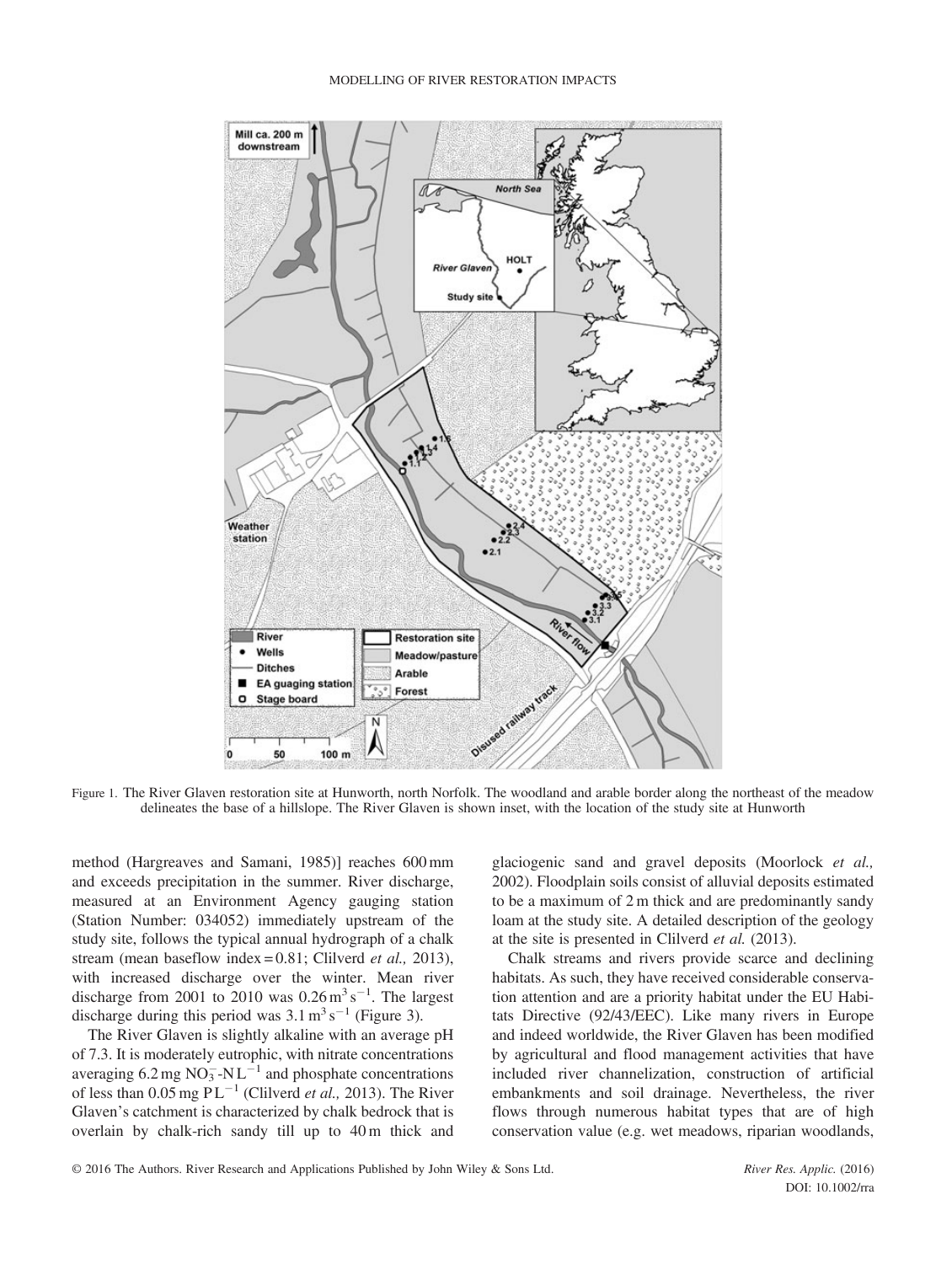Figure 1. The River Glaven restoration site at Hunworth, north Norfolk. The woodland and arable border along the northeast of the meadow delineates the base of a hillslope. The River Glaven is shown inset, with the location of the study site at Hunworth

method (Hargreaves and Samani, 1985)] reaches 600 mm and exceeds precipitation in the summer. River discharge, measured at an Environment Agency gauging station (Station Number: 034052) immediately upstream of the study site, follows the typical annual hydrograph of a chalk stream (mean baseflow index = 0.81; Clilverd *et al.,* 2013), with increased discharge over the winter. Mean river discharge from 2001 to 2010 was $0.26\,m^3\,s^{-1}$. The largest discharge during this period was $3.1\,m^3\,s^{-1}$ (Figure 3).

The River Glaven is slightly alkaline with an average pH of 7.3. It is moderately eutrophic, with nitrate concentrations averaging $6.2\,mg\,NO_3^-$-$N\,L^{-1}$ and phosphate concentrations of less than $0.05\,mg\,P\,L^{-1}$ (Clilverd *et al.,* 2013). The River Glaven's catchment is characterized by chalk bedrock that is overlain by chalk-rich sandy till up to 40 m thick and glaciogenic sand and gravel deposits (Moorlock *et al.,* 2002). Floodplain soils consist of alluvial deposits estimated to be a maximum of 2 m thick and are predominantly sandy loam at the study site. A detailed description of the geology at the site is presented in Clilverd *et al.* (2013).

Chalk streams and rivers provide scarce and declining habitats. As such, they have received considerable conservation attention and are a priority habitat under the EU Habitats Directive (92/43/EEC). Like many rivers in Europe and indeed worldwide, the River Glaven has been modified by agricultural and flood management activities that have included river channelization, construction of artificial embankments and soil drainage. Nevertheless, the river flows through numerous habitat types that are of high conservation value (e.g. wet meadows, riparian woodlands,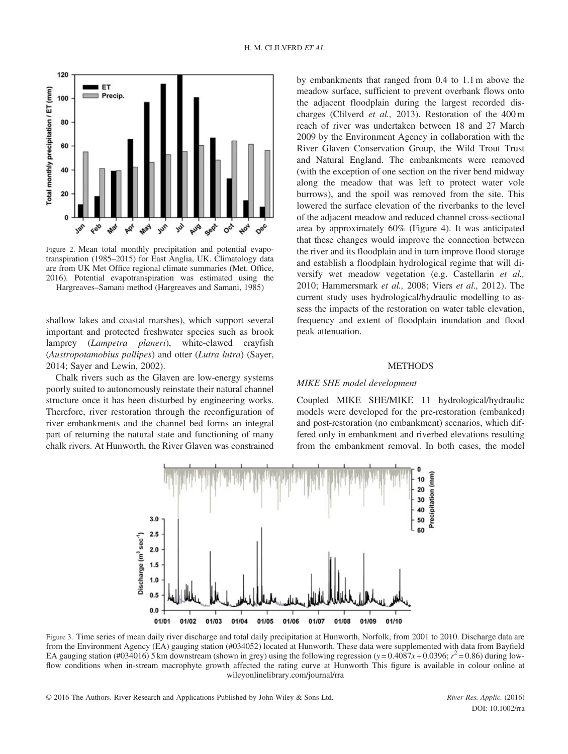Figure 2. Mean total monthly precipitation and potential evapotranspiration (1985–2015) for East Anglia, UK. Climatology data are from UK Met Office regional climate summaries (Met. Office, 2016). Potential evapotranspiration was estimated using the Hargreaves–Samani method (Hargreaves and Samani, 1985)

shallow lakes and coastal marshes), which support several important and protected freshwater species such as brook lamprey (*Lampetra planeri*), white-clawed crayfish (*Austropotamobius pallipes*) and otter (*Lutra lutra*) (Sayer, 2014; Sayer and Lewin, 2002).

Chalk rivers such as the Glaven are low-energy systems poorly suited to autonomously reinstate their natural channel structure once it has been disturbed by engineering works. Therefore, river restoration through the reconfiguration of river embankments and the channel bed forms an integral part of returning the natural state and functioning of many chalk rivers. At Hunworth, the River Glaven was constrained by embankments that ranged from 0.4 to 1.1 m above the meadow surface, sufficient to prevent overbank flows onto the adjacent floodplain during the largest recorded discharges (Clilverd *et al.,* 2013). Restoration of the 400 m reach of river was undertaken between 18 and 27 March 2009 by the Environment Agency in collaboration with the River Glaven Conservation Group, the Wild Trout Trust and Natural England. The embankments were removed (with the exception of one section on the river bend midway along the meadow that was left to protect water vole burrows), and the spoil was removed from the site. This lowered the surface elevation of the riverbanks to the level of the adjacent meadow and reduced channel cross-sectional area by approximately 60% (Figure 4). It was anticipated that these changes would improve the connection between the river and its floodplain and in turn improve flood storage and establish a floodplain hydrological regime that will diversify wet meadow vegetation (e.g. Castellarin *et al.,* 2010; Hammersmark *et al.,* 2008; Viers *et al.,* 2012). The current study uses hydrological/hydraulic modelling to assess the impacts of the restoration on water table elevation, frequency and extent of floodplain inundation and flood peak attenuation.

## METHODS

### *MIKE SHE model development*

Coupled MIKE SHE/MIKE 11 hydrological/hydraulic models were developed for the pre-restoration (embanked) and post-restoration (no embankment) scenarios, which differed only in embankment and riverbed elevations resulting from the embankment removal. In both cases, the model

Figure 3. Time series of mean daily river discharge and total daily precipitation at Hunworth, Norfolk, from 2001 to 2010. Discharge data are from the Environment Agency (EA) gauging station (#034052) located at Hunworth. These data were supplemented with data from Bayfield EA gauging station (#034016) 5 km downstream (shown in grey) using the following regression ($y = 0.4087x + 0.0396$; $r^2 = 0.86$) during low-flow conditions when in-stream macrophyte growth affected the rating curve at Hunworth This figure is available in colour online at wileyonlinelibrary.com/journal/rra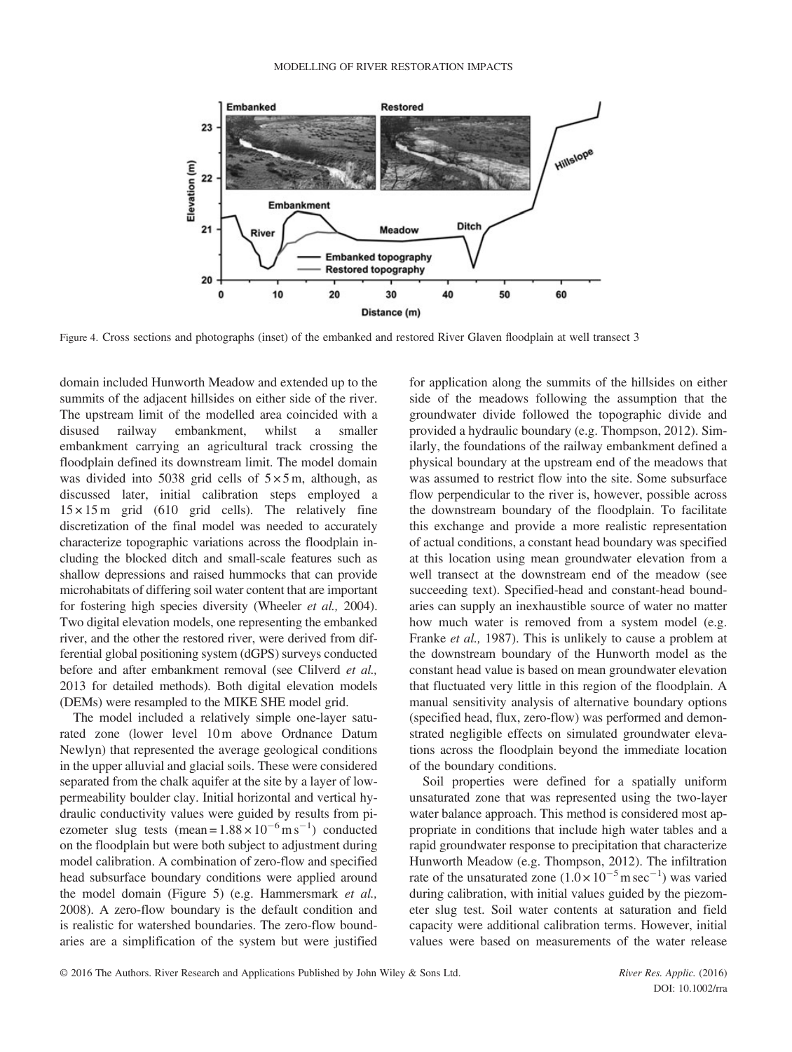Figure 4. Cross sections and photographs (inset) of the embanked and restored River Glaven floodplain at well transect 3

domain included Hunworth Meadow and extended up to the summits of the adjacent hillsides on either side of the river. The upstream limit of the modelled area coincided with a disused railway embankment, whilst a smaller embankment carrying an agricultural track crossing the floodplain defined its downstream limit. The model domain was divided into 5038 grid cells of $5 \times 5$ m, although, as discussed later, initial calibration steps employed a $15 \times 15$ m grid (610 grid cells). The relatively fine discretization of the final model was needed to accurately characterize topographic variations across the floodplain including the blocked ditch and small-scale features such as shallow depressions and raised hummocks that can provide microhabitats of differing soil water content that are important for fostering high species diversity (Wheeler *et al.,* 2004). Two digital elevation models, one representing the embanked river, and the other the restored river, were derived from differential global positioning system (dGPS) surveys conducted before and after embankment removal (see Clilverd *et al.,* 2013 for detailed methods). Both digital elevation models (DEMs) were resampled to the MIKE SHE model grid.

The model included a relatively simple one-layer saturated zone (lower level 10 m above Ordnance Datum Newlyn) that represented the average geological conditions in the upper alluvial and glacial soils. These were considered separated from the chalk aquifer at the site by a layer of low-permeability boulder clay. Initial horizontal and vertical hydraulic conductivity values were guided by results from piezometer slug tests (mean $= 1.88 \times 10^{-6}$ m s$^{-1}$) conducted on the floodplain but were both subject to adjustment during model calibration. A combination of zero-flow and specified head subsurface boundary conditions were applied around the model domain (Figure 5) (e.g. Hammersmark *et al.,* 2008). A zero-flow boundary is the default condition and is realistic for watershed boundaries. The zero-flow boundaries are a simplification of the system but were justified for application along the summits of the hillsides on either side of the meadows following the assumption that the groundwater divide followed the topographic divide and provided a hydraulic boundary (e.g. Thompson, 2012). Similarly, the foundations of the railway embankment defined a physical boundary at the upstream end of the meadows that was assumed to restrict flow into the site. Some subsurface flow perpendicular to the river is, however, possible across the downstream boundary of the floodplain. To facilitate this exchange and provide a more realistic representation of actual conditions, a constant head boundary was specified at this location using mean groundwater elevation from a well transect at the downstream end of the meadow (see succeeding text). Specified-head and constant-head boundaries can supply an inexhaustible source of water no matter how much water is removed from a system model (e.g. Franke *et al.,* 1987). This is unlikely to cause a problem at the downstream boundary of the Hunworth model as the constant head value is based on mean groundwater elevation that fluctuated very little in this region of the floodplain. A manual sensitivity analysis of alternative boundary options (specified head, flux, zero-flow) was performed and demonstrated negligible effects on simulated groundwater elevations across the floodplain beyond the immediate location of the boundary conditions.

Soil properties were defined for a spatially uniform unsaturated zone that was represented using the two-layer water balance approach. This method is considered most appropriate in conditions that include high water tables and a rapid groundwater response to precipitation that characterize Hunworth Meadow (e.g. Thompson, 2012). The infiltration rate of the unsaturated zone ($1.0 \times 10^{-5}$ m sec$^{-1}$) was varied during calibration, with initial values guided by the piezometer slug test. Soil water contents at saturation and field capacity were additional calibration terms. However, initial values were based on measurements of the water release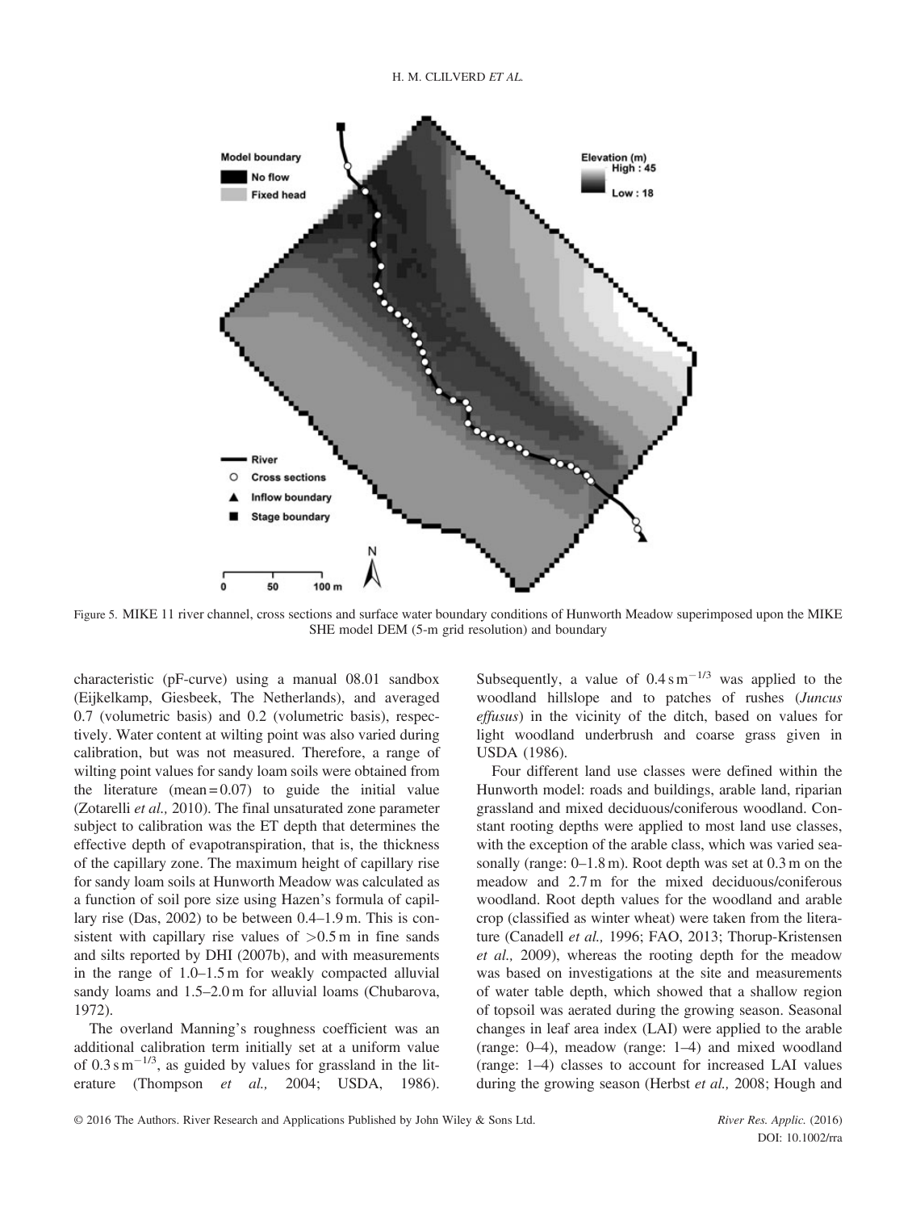Figure 5. MIKE 11 river channel, cross sections and surface water boundary conditions of Hunworth Meadow superimposed upon the MIKE SHE model DEM (5-m grid resolution) and boundary

characteristic (pF-curve) using a manual 08.01 sandbox (Eijkelkamp, Giesbeek, The Netherlands), and averaged 0.7 (volumetric basis) and 0.2 (volumetric basis), respectively. Water content at wilting point was also varied during calibration, but was not measured. Therefore, a range of wilting point values for sandy loam soils were obtained from the literature (mean = 0.07) to guide the initial value (Zotarelli *et al.,* 2010). The final unsaturated zone parameter subject to calibration was the ET depth that determines the effective depth of evapotranspiration, that is, the thickness of the capillary zone. The maximum height of capillary rise for sandy loam soils at Hunworth Meadow was calculated as a function of soil pore size using Hazen's formula of capillary rise (Das, 2002) to be between 0.4–1.9 m. This is consistent with capillary rise values of >0.5 m in fine sands and silts reported by DHI (2007b), and with measurements in the range of 1.0–1.5 m for weakly compacted alluvial sandy loams and 1.5–2.0 m for alluvial loams (Chubarova, 1972).

The overland Manning's roughness coefficient was an additional calibration term initially set at a uniform value of $0.3\,\mathrm{s\,m^{-1/3}}$, as guided by values for grassland in the literature (Thompson *et al.,* 2004; USDA, 1986). Subsequently, a value of $0.4\,\mathrm{s\,m^{-1/3}}$ was applied to the woodland hillslope and to patches of rushes (*Juncus effusus*) in the vicinity of the ditch, based on values for light woodland underbrush and coarse grass given in USDA (1986).

Four different land use classes were defined within the Hunworth model: roads and buildings, arable land, riparian grassland and mixed deciduous/coniferous woodland. Constant rooting depths were applied to most land use classes, with the exception of the arable class, which was varied seasonally (range: 0–1.8 m). Root depth was set at 0.3 m on the meadow and 2.7 m for the mixed deciduous/coniferous woodland. Root depth values for the woodland and arable crop (classified as winter wheat) were taken from the literature (Canadell *et al.,* 1996; FAO, 2013; Thorup-Kristensen *et al.,* 2009), whereas the rooting depth for the meadow was based on investigations at the site and measurements of water table depth, which showed that a shallow region of topsoil was aerated during the growing season. Seasonal changes in leaf area index (LAI) were applied to the arable (range: 0–4), meadow (range: 1–4) and mixed woodland (range: 1–4) classes to account for increased LAI values during the growing season (Herbst *et al.,* 2008; Hough and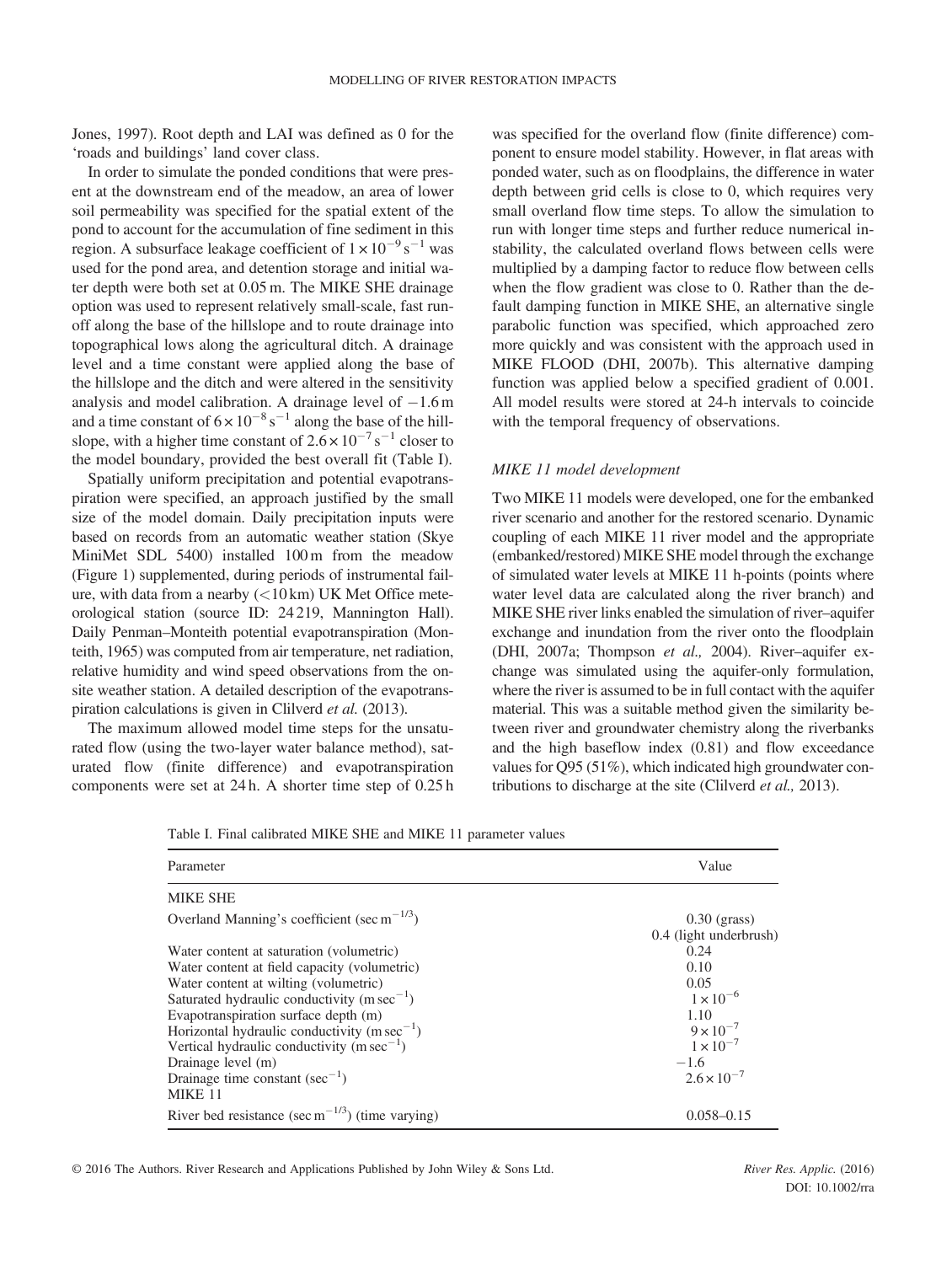Jones, 1997). Root depth and LAI was defined as 0 for the 'roads and buildings' land cover class.

In order to simulate the ponded conditions that were present at the downstream end of the meadow, an area of lower soil permeability was specified for the spatial extent of the pond to account for the accumulation of fine sediment in this region. A subsurface leakage coefficient of $1 \times 10^{-9}\,s^{-1}$ was used for the pond area, and detention storage and initial water depth were both set at 0.05 m. The MIKE SHE drainage option was used to represent relatively small-scale, fast runoff along the base of the hillslope and to route drainage into topographical lows along the agricultural ditch. A drainage level and a time constant were applied along the base of the hillslope and the ditch and were altered in the sensitivity analysis and model calibration. A drainage level of −1.6 m and a time constant of $6 \times 10^{-8}\,s^{-1}$ along the base of the hillslope, with a higher time constant of $2.6 \times 10^{-7}\,s^{-1}$ closer to the model boundary, provided the best overall fit (Table I).

Spatially uniform precipitation and potential evapotranspiration were specified, an approach justified by the small size of the model domain. Daily precipitation inputs were based on records from an automatic weather station (Skye MiniMet SDL 5400) installed 100 m from the meadow (Figure 1) supplemented, during periods of instrumental failure, with data from a nearby (<10 km) UK Met Office meteorological station (source ID: 24 219, Mannington Hall). Daily Penman–Monteith potential evapotranspiration (Monteith, 1965) was computed from air temperature, net radiation, relative humidity and wind speed observations from the on-site weather station. A detailed description of the evapotranspiration calculations is given in Clilverd *et al.* (2013).

The maximum allowed model time steps for the unsaturated flow (using the two-layer water balance method), saturated flow (finite difference) and evapotranspiration components were set at 24 h. A shorter time step of 0.25 h was specified for the overland flow (finite difference) component to ensure model stability. However, in flat areas with ponded water, such as on floodplains, the difference in water depth between grid cells is close to 0, which requires very small overland flow time steps. To allow the simulation to run with longer time steps and further reduce numerical instability, the calculated overland flows between cells were multiplied by a damping factor to reduce flow between cells when the flow gradient was close to 0. Rather than the default damping function in MIKE SHE, an alternative single parabolic function was specified, which approached zero more quickly and was consistent with the approach used in MIKE FLOOD (DHI, 2007b). This alternative damping function was applied below a specified gradient of 0.001. All model results were stored at 24-h intervals to coincide with the temporal frequency of observations.

### *MIKE 11 model development*

Two MIKE 11 models were developed, one for the embanked river scenario and another for the restored scenario. Dynamic coupling of each MIKE 11 river model and the appropriate (embanked/restored) MIKE SHE model through the exchange of simulated water levels at MIKE 11 h-points (points where water level data are calculated along the river branch) and MIKE SHE river links enabled the simulation of river–aquifer exchange and inundation from the river onto the floodplain (DHI, 2007a; Thompson *et al.,* 2004). River–aquifer exchange was simulated using the aquifer-only formulation, where the river is assumed to be in full contact with the aquifer material. This was a suitable method given the similarity between river and groundwater chemistry along the riverbanks and the high baseflow index (0.81) and flow exceedance values for Q95 (51%), which indicated high groundwater contributions to discharge at the site (Clilverd *et al.,* 2013).

Table I. Final calibrated MIKE SHE and MIKE 11 parameter values

| Parameter | Value |
|---|---|
| MIKE SHE | |
| Overland Manning's coefficient (sec $m^{-1/3}$) | 0.30 (grass)<br>0.4 (light underbrush) |
| Water content at saturation (volumetric) | 0.24 |
| Water content at field capacity (volumetric) | 0.10 |
| Water content at wilting (volumetric) | 0.05 |
| Saturated hydraulic conductivity (m $sec^{-1}$) | $1 \times 10^{-6}$ |
| Evapotranspiration surface depth (m) | 1.10 |
| Horizontal hydraulic conductivity (m $sec^{-1}$) | $9 \times 10^{-7}$ |
| Vertical hydraulic conductivity (m $sec^{-1}$) | $1 \times 10^{-7}$ |
| Drainage level (m) | −1.6 |
| Drainage time constant ($sec^{-1}$) | $2.6 \times 10^{-7}$ |
| MIKE 11 | |
| River bed resistance (sec $m^{-1/3}$) (time varying) | 0.058–0.15 |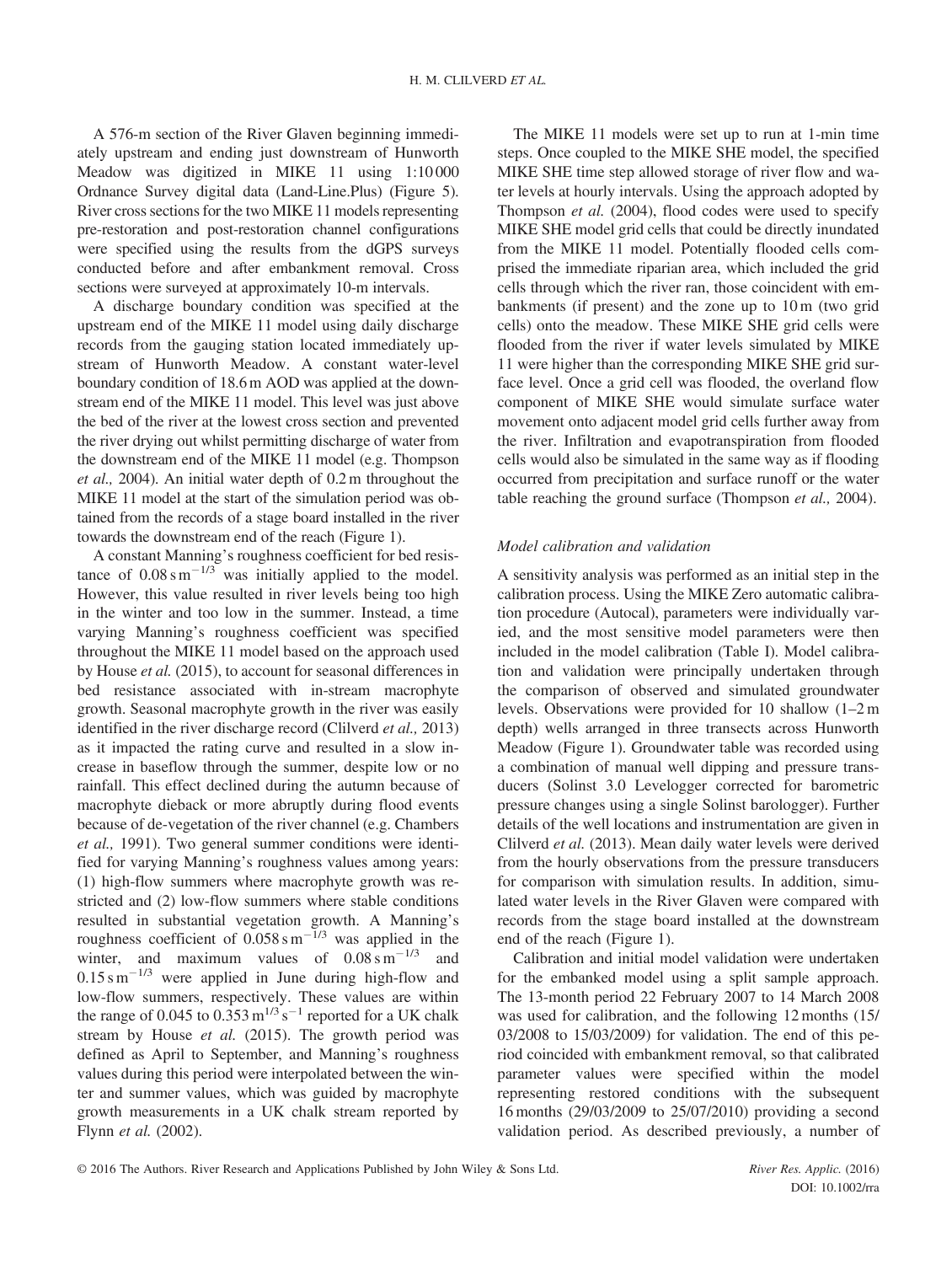A 576-m section of the River Glaven beginning immediately upstream and ending just downstream of Hunworth Meadow was digitized in MIKE 11 using 1:10 000 Ordnance Survey digital data (Land-Line.Plus) (Figure 5). River cross sections for the two MIKE 11 models representing pre-restoration and post-restoration channel configurations were specified using the results from the dGPS surveys conducted before and after embankment removal. Cross sections were surveyed at approximately 10-m intervals.

A discharge boundary condition was specified at the upstream end of the MIKE 11 model using daily discharge records from the gauging station located immediately upstream of Hunworth Meadow. A constant water-level boundary condition of 18.6 m AOD was applied at the downstream end of the MIKE 11 model. This level was just above the bed of the river at the lowest cross section and prevented the river drying out whilst permitting discharge of water from the downstream end of the MIKE 11 model (e.g. Thompson *et al.,* 2004). An initial water depth of 0.2 m throughout the MIKE 11 model at the start of the simulation period was obtained from the records of a stage board installed in the river towards the downstream end of the reach (Figure 1).

A constant Manning's roughness coefficient for bed resistance of $0.08\,\mathrm{s\,m^{-1/3}}$ was initially applied to the model. However, this value resulted in river levels being too high in the winter and too low in the summer. Instead, a time varying Manning's roughness coefficient was specified throughout the MIKE 11 model based on the approach used by House *et al.* (2015), to account for seasonal differences in bed resistance associated with in-stream macrophyte growth. Seasonal macrophyte growth in the river was easily identified in the river discharge record (Clilverd *et al.,* 2013) as it impacted the rating curve and resulted in a slow increase in baseflow through the summer, despite low or no rainfall. This effect declined during the autumn because of macrophyte dieback or more abruptly during flood events because of de-vegetation of the river channel (e.g. Chambers *et al.,* 1991). Two general summer conditions were identified for varying Manning's roughness values among years: (1) high-flow summers where macrophyte growth was restricted and (2) low-flow summers where stable conditions resulted in substantial vegetation growth. A Manning's roughness coefficient of $0.058\,\mathrm{s\,m^{-1/3}}$ was applied in the winter, and maximum values of $0.08\,\mathrm{s\,m^{-1/3}}$ and $0.15\,\mathrm{s\,m^{-1/3}}$ were applied in June during high-flow and low-flow summers, respectively. These values are within the range of 0.045 to $0.353\,\mathrm{m^{1/3}\,s^{-1}}$ reported for a UK chalk stream by House *et al.* (2015). The growth period was defined as April to September, and Manning's roughness values during this period were interpolated between the winter and summer values, which was guided by macrophyte growth measurements in a UK chalk stream reported by Flynn *et al.* (2002).

The MIKE 11 models were set up to run at 1-min time steps. Once coupled to the MIKE SHE model, the specified MIKE SHE time step allowed storage of river flow and water levels at hourly intervals. Using the approach adopted by Thompson *et al.* (2004), flood codes were used to specify MIKE SHE model grid cells that could be directly inundated from the MIKE 11 model. Potentially flooded cells comprised the immediate riparian area, which included the grid cells through which the river ran, those coincident with embankments (if present) and the zone up to 10 m (two grid cells) onto the meadow. These MIKE SHE grid cells were flooded from the river if water levels simulated by MIKE 11 were higher than the corresponding MIKE SHE grid surface level. Once a grid cell was flooded, the overland flow component of MIKE SHE would simulate surface water movement onto adjacent model grid cells further away from the river. Infiltration and evapotranspiration from flooded cells would also be simulated in the same way as if flooding occurred from precipitation and surface runoff or the water table reaching the ground surface (Thompson *et al.,* 2004).

### *Model calibration and validation*

A sensitivity analysis was performed as an initial step in the calibration process. Using the MIKE Zero automatic calibration procedure (Autocal), parameters were individually varied, and the most sensitive model parameters were then included in the model calibration (Table I). Model calibration and validation were principally undertaken through the comparison of observed and simulated groundwater levels. Observations were provided for 10 shallow (1–2 m depth) wells arranged in three transects across Hunworth Meadow (Figure 1). Groundwater table was recorded using a combination of manual well dipping and pressure transducers (Solinst 3.0 Levelogger corrected for barometric pressure changes using a single Solinst barologger). Further details of the well locations and instrumentation are given in Clilverd *et al.* (2013). Mean daily water levels were derived from the hourly observations from the pressure transducers for comparison with simulation results. In addition, simulated water levels in the River Glaven were compared with records from the stage board installed at the downstream end of the reach (Figure 1).

Calibration and initial model validation were undertaken for the embanked model using a split sample approach. The 13-month period 22 February 2007 to 14 March 2008 was used for calibration, and the following 12 months (15/03/2008 to 15/03/2009) for validation. The end of this period coincided with embankment removal, so that calibrated parameter values were specified within the model representing restored conditions with the subsequent 16 months (29/03/2009 to 25/07/2010) providing a second validation period. As described previously, a number of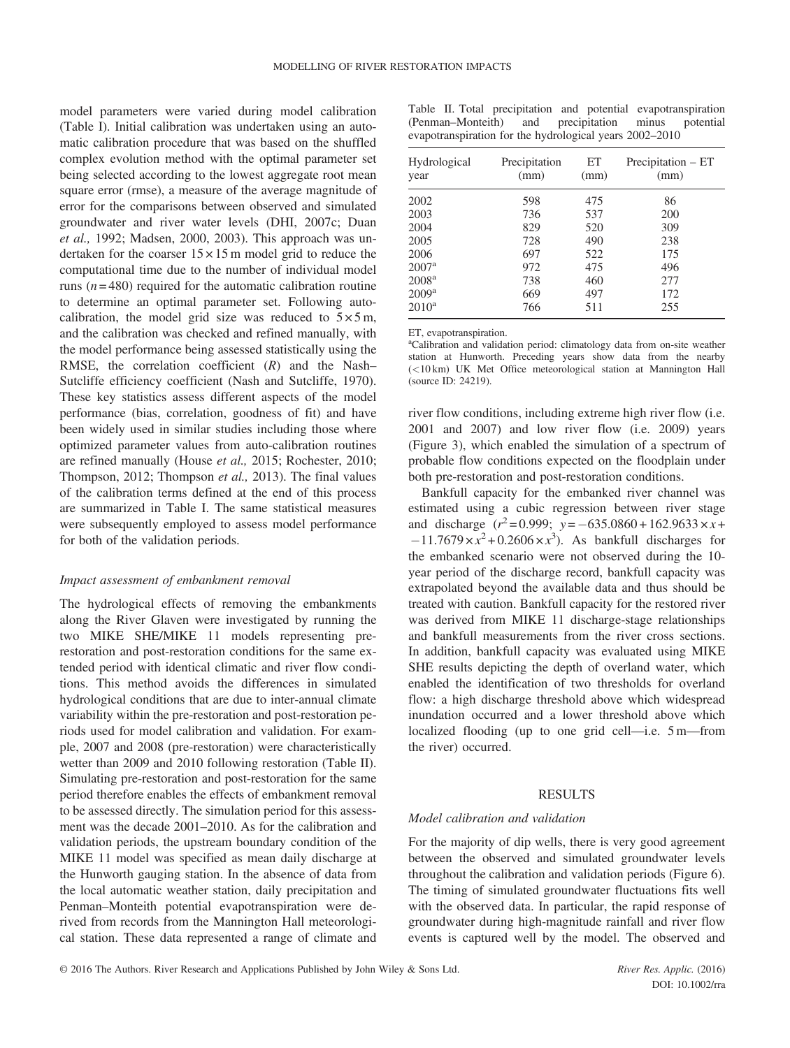model parameters were varied during model calibration (Table I). Initial calibration was undertaken using an automatic calibration procedure that was based on the shuffled complex evolution method with the optimal parameter set being selected according to the lowest aggregate root mean square error (rmse), a measure of the average magnitude of error for the comparisons between observed and simulated groundwater and river water levels (DHI, 2007c; Duan *et al.,* 1992; Madsen, 2000, 2003). This approach was undertaken for the coarser $15 \times 15$ m model grid to reduce the computational time due to the number of individual model runs ($n = 480$) required for the automatic calibration routine to determine an optimal parameter set. Following auto-calibration, the model grid size was reduced to $5 \times 5$ m, and the calibration was checked and refined manually, with the model performance being assessed statistically using the RMSE, the correlation coefficient ($R$) and the Nash–Sutcliffe efficiency coefficient (Nash and Sutcliffe, 1970). These key statistics assess different aspects of the model performance (bias, correlation, goodness of fit) and have been widely used in similar studies including those where optimized parameter values from auto-calibration routines are refined manually (House *et al.,* 2015; Rochester, 2010; Thompson, 2012; Thompson *et al.,* 2013). The final values of the calibration terms defined at the end of this process are summarized in Table I. The same statistical measures were subsequently employed to assess model performance for both of the validation periods.

### *Impact assessment of embankment removal*

The hydrological effects of removing the embankments along the River Glaven were investigated by running the two MIKE SHE/MIKE 11 models representing pre-restoration and post-restoration conditions for the same extended period with identical climatic and river flow conditions. This method avoids the differences in simulated hydrological conditions that are due to inter-annual climate variability within the pre-restoration and post-restoration periods used for model calibration and validation. For example, 2007 and 2008 (pre-restoration) were characteristically wetter than 2009 and 2010 following restoration (Table II). Simulating pre-restoration and post-restoration for the same period therefore enables the effects of embankment removal to be assessed directly. The simulation period for this assessment was the decade 2001–2010. As for the calibration and validation periods, the upstream boundary condition of the MIKE 11 model was specified as mean daily discharge at the Hunworth gauging station. In the absence of data from the local automatic weather station, daily precipitation and Penman–Monteith potential evapotranspiration were derived from records from the Mannington Hall meteorological station. These data represented a range of climate and river flow conditions, including extreme high river flow (i.e. 2001 and 2007) and low river flow (i.e. 2009) years (Figure 3), which enabled the simulation of a spectrum of probable flow conditions expected on the floodplain under both pre-restoration and post-restoration conditions.

Table II. Total precipitation and potential evapotranspiration (Penman–Monteith) and precipitation minus potential evapotranspiration for the hydrological years 2002–2010

| Hydrological year | Precipitation (mm) | ET (mm) | Precipitation – ET (mm) |
|---|---|---|---|
| 2002 | 598 | 475 | 86 |
| 2003 | 736 | 537 | 200 |
| 2004 | 829 | 520 | 309 |
| 2005 | 728 | 490 | 238 |
| 2006 | 697 | 522 | 175 |
| 2007[a] | 972 | 475 | 496 |
| 2008[a] | 738 | 460 | 277 |
| 2009[a] | 669 | 497 | 172 |
| 2010[a] | 766 | 511 | 255 |

ET, evapotranspiration.
[a]Calibration and validation period: climatology data from on-site weather station at Hunworth. Preceding years show data from the nearby (<10 km) UK Met Office meteorological station at Mannington Hall (source ID: 24219).

Bankfull capacity for the embanked river channel was estimated using a cubic regression between river stage and discharge ($r^2 = 0.999$; $y = -635.0860 + 162.9633 \times x + -11.7679 \times x^2 + 0.2606 \times x^3$). As bankfull discharges for the embanked scenario were not observed during the 10-year period of the discharge record, bankfull capacity was extrapolated beyond the available data and thus should be treated with caution. Bankfull capacity for the restored river was derived from MIKE 11 discharge-stage relationships and bankfull measurements from the river cross sections. In addition, bankfull capacity was evaluated using MIKE SHE results depicting the depth of overland water, which enabled the identification of two thresholds for overland flow: a high discharge threshold above which widespread inundation occurred and a lower threshold above which localized flooding (up to one grid cell—i.e. 5 m—from the river) occurred.

## RESULTS

### *Model calibration and validation*

For the majority of dip wells, there is very good agreement between the observed and simulated groundwater levels throughout the calibration and validation periods (Figure 6). The timing of simulated groundwater fluctuations fits well with the observed data. In particular, the rapid response of groundwater during high-magnitude rainfall and river flow events is captured well by the model. The observed and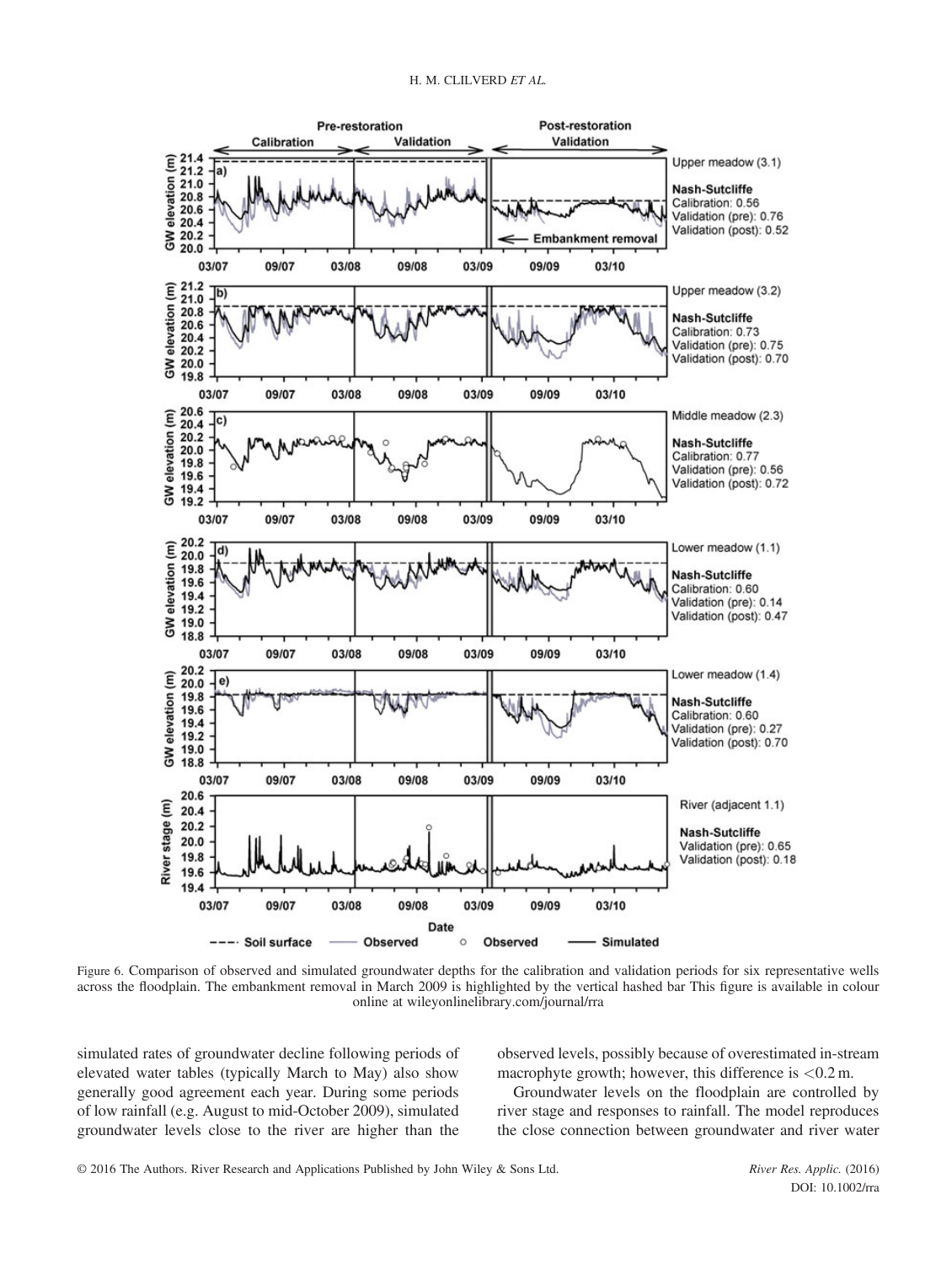Figure 6. Comparison of observed and simulated groundwater depths for the calibration and validation periods for six representative wells across the floodplain. The embankment removal in March 2009 is highlighted by the vertical hashed bar This figure is available in colour online at wileyonlinelibrary.com/journal/rra

simulated rates of groundwater decline following periods of elevated water tables (typically March to May) also show generally good agreement each year. During some periods of low rainfall (e.g. August to mid-October 2009), simulated groundwater levels close to the river are higher than the observed levels, possibly because of overestimated in-stream macrophyte growth; however, this difference is <0.2 m.

Groundwater levels on the floodplain are controlled by river stage and responses to rainfall. The model reproduces the close connection between groundwater and river water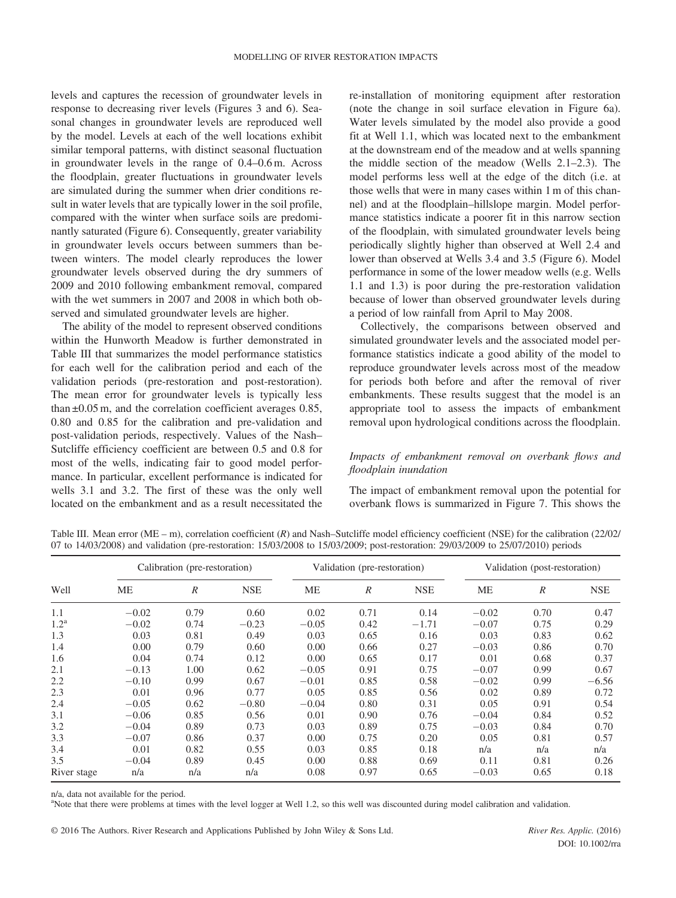levels and captures the recession of groundwater levels in response to decreasing river levels (Figures 3 and 6). Seasonal changes in groundwater levels are reproduced well by the model. Levels at each of the well locations exhibit similar temporal patterns, with distinct seasonal fluctuation in groundwater levels in the range of 0.4–0.6 m. Across the floodplain, greater fluctuations in groundwater levels are simulated during the summer when drier conditions result in water levels that are typically lower in the soil profile, compared with the winter when surface soils are predominantly saturated (Figure 6). Consequently, greater variability in groundwater levels occurs between summers than between winters. The model clearly reproduces the lower groundwater levels observed during the dry summers of 2009 and 2010 following embankment removal, compared with the wet summers in 2007 and 2008 in which both observed and simulated groundwater levels are higher.

The ability of the model to represent observed conditions within the Hunworth Meadow is further demonstrated in Table III that summarizes the model performance statistics for each well for the calibration period and each of the validation periods (pre-restoration and post-restoration). The mean error for groundwater levels is typically less than ±0.05 m, and the correlation coefficient averages 0.85, 0.80 and 0.85 for the calibration and pre-validation and post-validation periods, respectively. Values of the Nash–Sutcliffe efficiency coefficient are between 0.5 and 0.8 for most of the wells, indicating fair to good model performance. In particular, excellent performance is indicated for wells 3.1 and 3.2. The first of these was the only well located on the embankment and as a result necessitated the re-installation of monitoring equipment after restoration (note the change in soil surface elevation in Figure 6a). Water levels simulated by the model also provide a good fit at Well 1.1, which was located next to the embankment at the downstream end of the meadow and at wells spanning the middle section of the meadow (Wells 2.1–2.3). The model performs less well at the edge of the ditch (i.e. at those wells that were in many cases within 1 m of this channel) and at the floodplain–hillslope margin. Model performance statistics indicate a poorer fit in this narrow section of the floodplain, with simulated groundwater levels being periodically slightly higher than observed at Well 2.4 and lower than observed at Wells 3.4 and 3.5 (Figure 6). Model performance in some of the lower meadow wells (e.g. Wells 1.1 and 1.3) is poor during the pre-restoration validation because of lower than observed groundwater levels during a period of low rainfall from April to May 2008.

Collectively, the comparisons between observed and simulated groundwater levels and the associated model performance statistics indicate a good ability of the model to reproduce groundwater levels across most of the meadow for periods both before and after the removal of river embankments. These results suggest that the model is an appropriate tool to assess the impacts of embankment removal upon hydrological conditions across the floodplain.

### *Impacts of embankment removal on overbank flows and floodplain inundation*

The impact of embankment removal upon the potential for overbank flows is summarized in Figure 7. This shows the

Table III. Mean error (ME – m), correlation coefficient ($R$) and Nash–Sutcliffe model efficiency coefficient (NSE) for the calibration (22/02/07 to 14/03/2008) and validation (pre-restoration: 15/03/2008 to 15/03/2009; post-restoration: 29/03/2009 to 25/07/2010) periods

| Well | Calibration (pre-restoration) | | | Validation (pre-restoration) | | | Validation (post-restoration) | | |
|---|---|---|---|---|---|---|---|---|---|
| | ME | $R$ | NSE | ME | $R$ | NSE | ME | $R$ | NSE |
| 1.1 | −0.02 | 0.79 | 0.60 | 0.02 | 0.71 | 0.14 | −0.02 | 0.70 | 0.47 |
| 1.2[a] | −0.02 | 0.74 | −0.23 | −0.05 | 0.42 | −1.71 | −0.07 | 0.75 | 0.29 |
| 1.3 | 0.03 | 0.81 | 0.49 | 0.03 | 0.65 | 0.16 | 0.03 | 0.83 | 0.62 |
| 1.4 | 0.00 | 0.79 | 0.60 | 0.00 | 0.66 | 0.27 | −0.03 | 0.86 | 0.70 |
| 1.6 | 0.04 | 0.74 | 0.12 | 0.00 | 0.65 | 0.17 | 0.01 | 0.68 | 0.37 |
| 2.1 | −0.13 | 1.00 | 0.62 | −0.05 | 0.91 | 0.75 | −0.07 | 0.99 | 0.67 |
| 2.2 | −0.10 | 0.99 | 0.67 | −0.01 | 0.85 | 0.58 | −0.02 | 0.99 | −6.56 |
| 2.3 | 0.01 | 0.96 | 0.77 | 0.05 | 0.85 | 0.56 | 0.02 | 0.89 | 0.72 |
| 2.4 | −0.05 | 0.62 | −0.80 | −0.04 | 0.80 | 0.31 | 0.05 | 0.91 | 0.54 |
| 3.1 | −0.06 | 0.85 | 0.56 | 0.01 | 0.90 | 0.76 | −0.04 | 0.84 | 0.52 |
| 3.2 | −0.04 | 0.89 | 0.73 | 0.03 | 0.89 | 0.75 | −0.03 | 0.84 | 0.70 |
| 3.3 | −0.07 | 0.86 | 0.37 | 0.00 | 0.75 | 0.20 | 0.05 | 0.81 | 0.57 |
| 3.4 | 0.01 | 0.82 | 0.55 | 0.03 | 0.85 | 0.18 | n/a | n/a | n/a |
| 3.5 | −0.04 | 0.89 | 0.45 | 0.00 | 0.88 | 0.69 | 0.11 | 0.81 | 0.26 |
| River stage | n/a | n/a | n/a | 0.08 | 0.97 | 0.65 | −0.03 | 0.65 | 0.18 |

n/a, data not available for the period.

[a]Note that there were problems at times with the level logger at Well 1.2, so this well was discounted during model calibration and validation.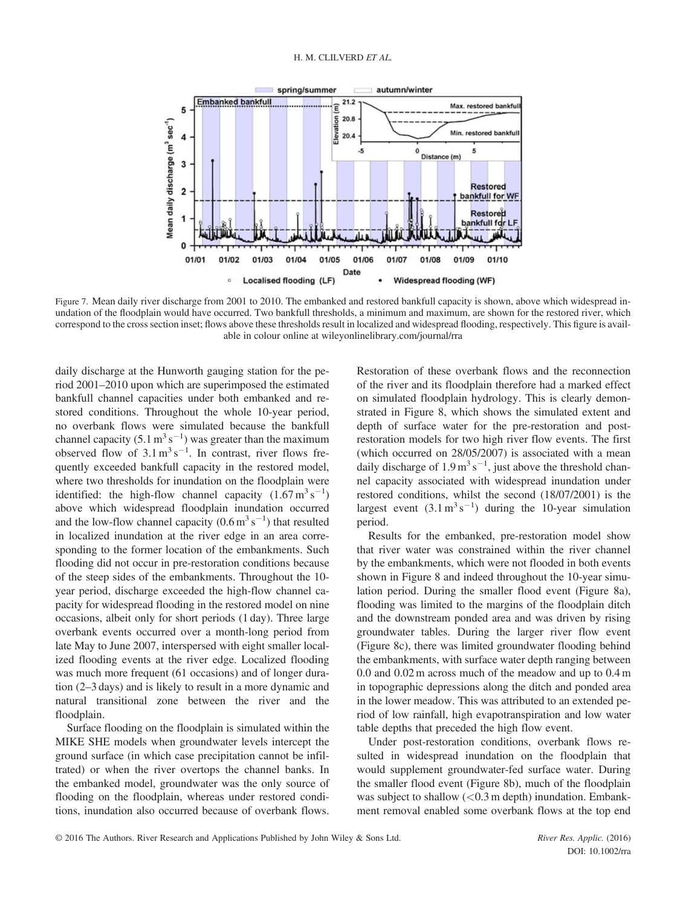Figure 7. Mean daily river discharge from 2001 to 2010. The embanked and restored bankfull capacity is shown, above which widespread inundation of the floodplain would have occurred. Two bankfull thresholds, a minimum and maximum, are shown for the restored river, which correspond to the cross section inset; flows above these thresholds result in localized and widespread flooding, respectively. This figure is available in colour online at wileyonlinelibrary.com/journal/rra

daily discharge at the Hunworth gauging station for the period 2001–2010 upon which are superimposed the estimated bankfull channel capacities under both embanked and restored conditions. Throughout the whole 10-year period, no overbank flows were simulated because the bankfull channel capacity ($5.1\,m^3\,s^{-1}$) was greater than the maximum observed flow of $3.1\,m^3\,s^{-1}$. In contrast, river flows frequently exceeded bankfull capacity in the restored model, where two thresholds for inundation on the floodplain were identified: the high-flow channel capacity ($1.67\,m^3\,s^{-1}$) above which widespread floodplain inundation occurred and the low-flow channel capacity ($0.6\,m^3\,s^{-1}$) that resulted in localized inundation at the river edge in an area corresponding to the former location of the embankments. Such flooding did not occur in pre-restoration conditions because of the steep sides of the embankments. Throughout the 10-year period, discharge exceeded the high-flow channel capacity for widespread flooding in the restored model on nine occasions, albeit only for short periods (1 day). Three large overbank events occurred over a month-long period from late May to June 2007, interspersed with eight smaller localized flooding events at the river edge. Localized flooding was much more frequent (61 occasions) and of longer duration (2–3 days) and is likely to result in a more dynamic and natural transitional zone between the river and the floodplain.

Surface flooding on the floodplain is simulated within the MIKE SHE models when groundwater levels intercept the ground surface (in which case precipitation cannot be infiltrated) or when the river overtops the channel banks. In the embanked model, groundwater was the only source of flooding on the floodplain, whereas under restored conditions, inundation also occurred because of overbank flows. Restoration of these overbank flows and the reconnection of the river and its floodplain therefore had a marked effect on simulated floodplain hydrology. This is clearly demonstrated in Figure 8, which shows the simulated extent and depth of surface water for the pre-restoration and post-restoration models for two high river flow events. The first (which occurred on 28/05/2007) is associated with a mean daily discharge of $1.9\,m^3\,s^{-1}$, just above the threshold channel capacity associated with widespread inundation under restored conditions, whilst the second (18/07/2001) is the largest event ($3.1\,m^3\,s^{-1}$) during the 10-year simulation period.

Results for the embanked, pre-restoration model show that river water was constrained within the river channel by the embankments, which were not flooded in both events shown in Figure 8 and indeed throughout the 10-year simulation period. During the smaller flood event (Figure 8a), flooding was limited to the margins of the floodplain ditch and the downstream ponded area and was driven by rising groundwater tables. During the larger river flow event (Figure 8c), there was limited groundwater flooding behind the embankments, with surface water depth ranging between 0.0 and 0.02 m across much of the meadow and up to 0.4 m in topographic depressions along the ditch and ponded area in the lower meadow. This was attributed to an extended period of low rainfall, high evapotranspiration and low water table depths that preceded the high flow event.

Under post-restoration conditions, overbank flows resulted in widespread inundation on the floodplain that would supplement groundwater-fed surface water. During the smaller flood event (Figure 8b), much of the floodplain was subject to shallow (<0.3 m depth) inundation. Embankment removal enabled some overbank flows at the top end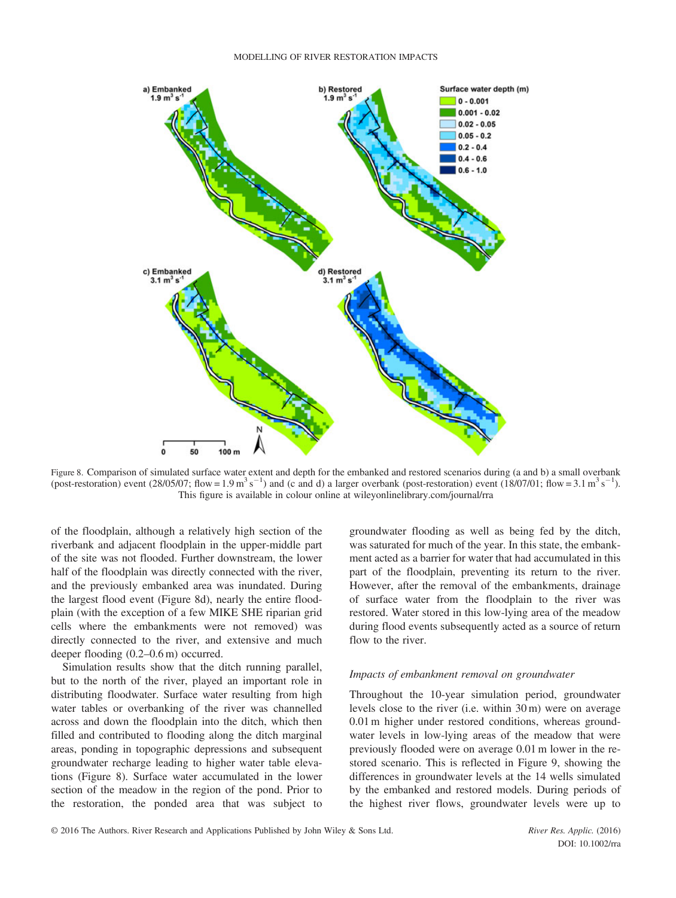Figure 8. Comparison of simulated surface water extent and depth for the embanked and restored scenarios during (a and b) a small overbank (post-restoration) event (28/05/07; flow = 1.9 m$^3$ s$^{-1}$) and (c and d) a larger overbank (post-restoration) event (18/07/01; flow = 3.1 m$^3$ s$^{-1}$). This figure is available in colour online at wileyonlinelibrary.com/journal/rra

of the floodplain, although a relatively high section of the riverbank and adjacent floodplain in the upper-middle part of the site was not flooded. Further downstream, the lower half of the floodplain was directly connected with the river, and the previously embanked area was inundated. During the largest flood event (Figure 8d), nearly the entire floodplain (with the exception of a few MIKE SHE riparian grid cells where the embankments were not removed) was directly connected to the river, and extensive and much deeper flooding (0.2–0.6 m) occurred.

Simulation results show that the ditch running parallel, but to the north of the river, played an important role in distributing floodwater. Surface water resulting from high water tables or overbanking of the river was channelled across and down the floodplain into the ditch, which then filled and contributed to flooding along the ditch marginal areas, ponding in topographic depressions and subsequent groundwater recharge leading to higher water table elevations (Figure 8). Surface water accumulated in the lower section of the meadow in the region of the pond. Prior to the restoration, the ponded area that was subject to groundwater flooding as well as being fed by the ditch, was saturated for much of the year. In this state, the embankment acted as a barrier for water that had accumulated in this part of the floodplain, preventing its return to the river. However, after the removal of the embankments, drainage of surface water from the floodplain to the river was restored. Water stored in this low-lying area of the meadow during flood events subsequently acted as a source of return flow to the river.

### *Impacts of embankment removal on groundwater*

Throughout the 10-year simulation period, groundwater levels close to the river (i.e. within 30 m) were on average 0.01 m higher under restored conditions, whereas groundwater levels in low-lying areas of the meadow that were previously flooded were on average 0.01 m lower in the restored scenario. This is reflected in Figure 9, showing the differences in groundwater levels at the 14 wells simulated by the embanked and restored models. During periods of the highest river flows, groundwater levels were up to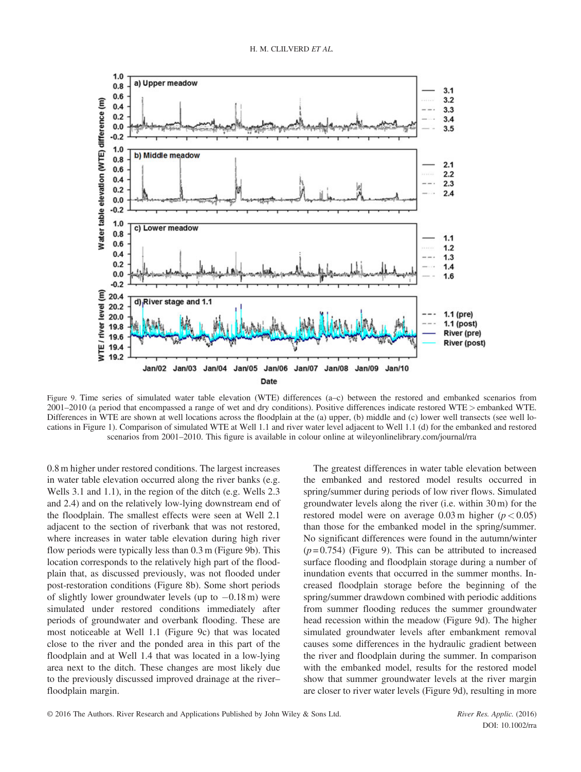Figure 9. Time series of simulated water table elevation (WTE) differences (a–c) between the restored and embanked scenarios from 2001–2010 (a period that encompassed a range of wet and dry conditions). Positive differences indicate restored WTE > embanked WTE. Differences in WTE are shown at well locations across the floodplain at the (a) upper, (b) middle and (c) lower well transects (see well locations in Figure 1). Comparison of simulated WTE at Well 1.1 and river water level adjacent to Well 1.1 (d) for the embanked and restored scenarios from 2001–2010. This figure is available in colour online at wileyonlinelibrary.com/journal/rra

0.8 m higher under restored conditions. The largest increases in water table elevation occurred along the river banks (e.g. Wells 3.1 and 1.1), in the region of the ditch (e.g. Wells 2.3 and 2.4) and on the relatively low-lying downstream end of the floodplain. The smallest effects were seen at Well 2.1 adjacent to the section of riverbank that was not restored, where increases in water table elevation during high river flow periods were typically less than 0.3 m (Figure 9b). This location corresponds to the relatively high part of the floodplain that, as discussed previously, was not flooded under post-restoration conditions (Figure 8b). Some short periods of slightly lower groundwater levels (up to −0.18 m) were simulated under restored conditions immediately after periods of groundwater and overbank flooding. These are most noticeable at Well 1.1 (Figure 9c) that was located close to the river and the ponded area in this part of the floodplain and at Well 1.4 that was located in a low-lying area next to the ditch. These changes are most likely due to the previously discussed improved drainage at the river–floodplain margin.

The greatest differences in water table elevation between the embanked and restored model results occurred in spring/summer during periods of low river flows. Simulated groundwater levels along the river (i.e. within 30 m) for the restored model were on average 0.03 m higher ($p < 0.05$) than those for the embanked model in the spring/summer. No significant differences were found in the autumn/winter ($p = 0.754$) (Figure 9). This can be attributed to increased surface flooding and floodplain storage during a number of inundation events that occurred in the summer months. Increased floodplain storage before the beginning of the spring/summer drawdown combined with periodic additions from summer flooding reduces the summer groundwater head recession within the meadow (Figure 9d). The higher simulated groundwater levels after embankment removal causes some differences in the hydraulic gradient between the river and floodplain during the summer. In comparison with the embanked model, results for the restored model show that summer groundwater levels at the river margin are closer to river water levels (Figure 9d), resulting in more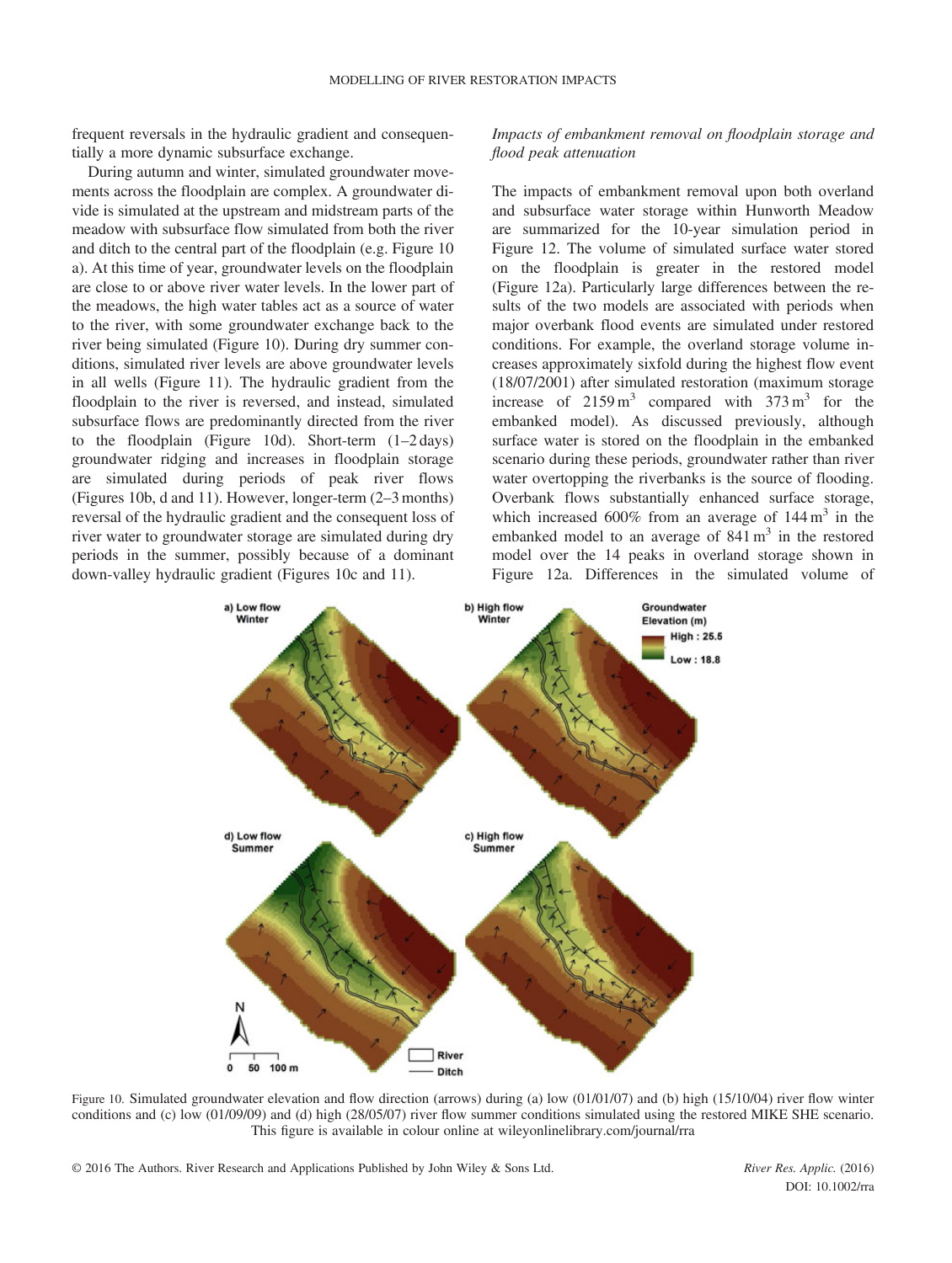frequent reversals in the hydraulic gradient and consequentially a more dynamic subsurface exchange.

During autumn and winter, simulated groundwater movements across the floodplain are complex. A groundwater divide is simulated at the upstream and midstream parts of the meadow with subsurface flow simulated from both the river and ditch to the central part of the floodplain (e.g. Figure 10 a). At this time of year, groundwater levels on the floodplain are close to or above river water levels. In the lower part of the meadows, the high water tables act as a source of water to the river, with some groundwater exchange back to the river being simulated (Figure 10). During dry summer conditions, simulated river levels are above groundwater levels in all wells (Figure 11). The hydraulic gradient from the floodplain to the river is reversed, and instead, simulated subsurface flows are predominantly directed from the river to the floodplain (Figure 10d). Short-term (1–2 days) groundwater ridging and increases in floodplain storage are simulated during periods of peak river flows (Figures 10b, d and 11). However, longer-term (2–3 months) reversal of the hydraulic gradient and the consequent loss of river water to groundwater storage are simulated during dry periods in the summer, possibly because of a dominant down-valley hydraulic gradient (Figures 10c and 11).

*Impacts of embankment removal on floodplain storage and flood peak attenuation*

The impacts of embankment removal upon both overland and subsurface water storage within Hunworth Meadow are summarized for the 10-year simulation period in Figure 12. The volume of simulated surface water stored on the floodplain is greater in the restored model (Figure 12a). Particularly large differences between the results of the two models are associated with periods when major overbank flood events are simulated under restored conditions. For example, the overland storage volume increases approximately sixfold during the highest flow event (18/07/2001) after simulated restoration (maximum storage increase of $2159\,m^3$ compared with $373\,m^3$ for the embanked model). As discussed previously, although surface water is stored on the floodplain in the embanked scenario during these periods, groundwater rather than river water overtopping the riverbanks is the source of flooding. Overbank flows substantially enhanced surface storage, which increased 600% from an average of $144\,m^3$ in the embanked model to an average of $841\,m^3$ in the restored model over the 14 peaks in overland storage shown in Figure 12a. Differences in the simulated volume of

Figure 10. Simulated groundwater elevation and flow direction (arrows) during (a) low (01/01/07) and (b) high (15/10/04) river flow winter conditions and (c) low (01/09/09) and (d) high (28/05/07) river flow summer conditions simulated using the restored MIKE SHE scenario. This figure is available in colour online at wileyonlinelibrary.com/journal/rra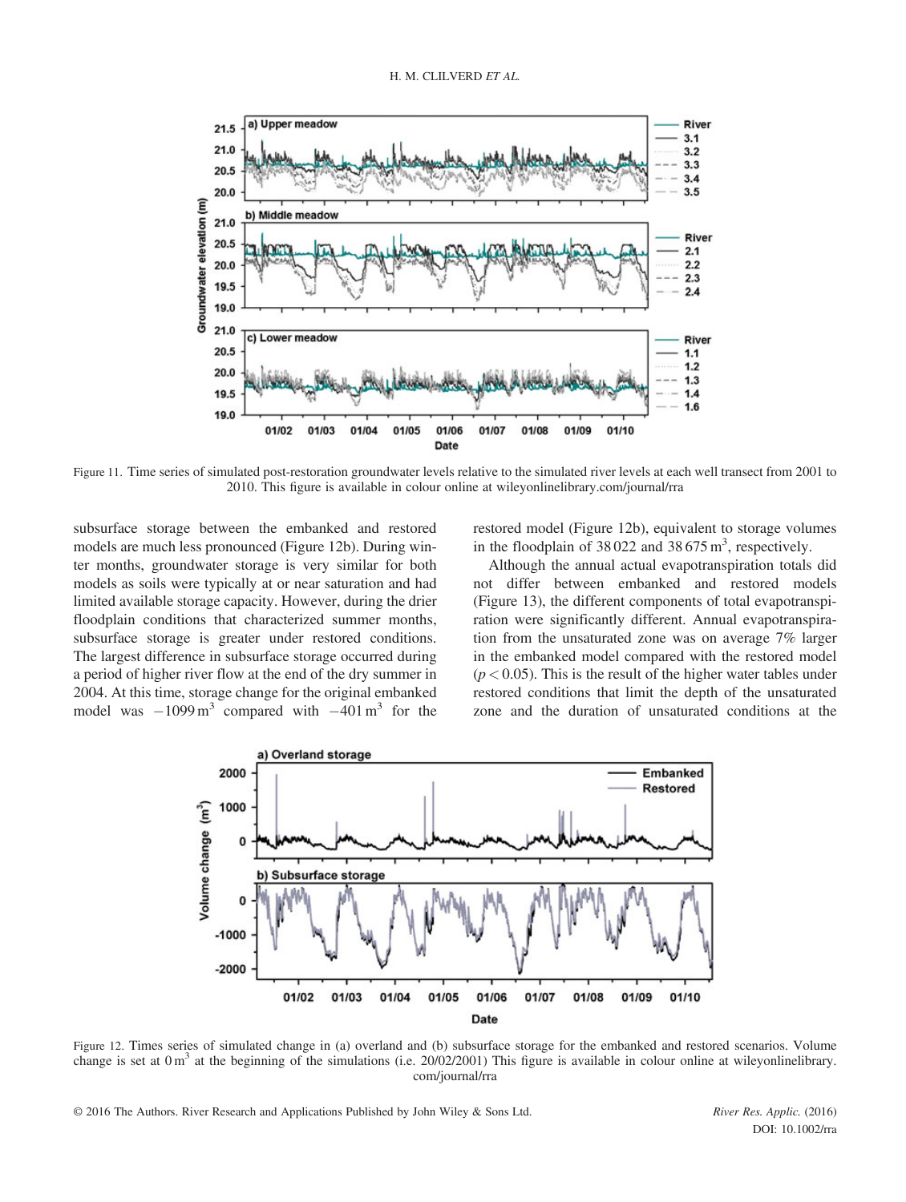Figure 11. Time series of simulated post-restoration groundwater levels relative to the simulated river levels at each well transect from 2001 to 2010. This figure is available in colour online at wileyonlinelibrary.com/journal/rra

subsurface storage between the embanked and restored models are much less pronounced (Figure 12b). During winter months, groundwater storage is very similar for both models as soils were typically at or near saturation and had limited available storage capacity. However, during the drier floodplain conditions that characterized summer months, subsurface storage is greater under restored conditions. The largest difference in subsurface storage occurred during a period of higher river flow at the end of the dry summer in 2004. At this time, storage change for the original embanked model was $-1099\,m^3$ compared with $-401\,m^3$ for the restored model (Figure 12b), equivalent to storage volumes in the floodplain of $38\,022$ and $38\,675\,m^3$, respectively.

Although the annual actual evapotranspiration totals did not differ between embanked and restored models (Figure 13), the different components of total evapotranspiration were significantly different. Annual evapotranspiration from the unsaturated zone was on average 7% larger in the embanked model compared with the restored model ($p < 0.05$). This is the result of the higher water tables under restored conditions that limit the depth of the unsaturated zone and the duration of unsaturated conditions at the

Figure 12. Times series of simulated change in (a) overland and (b) subsurface storage for the embanked and restored scenarios. Volume change is set at $0\,m^3$ at the beginning of the simulations (i.e. 20/02/2001) This figure is available in colour online at wileyonlinelibrary.com/journal/rra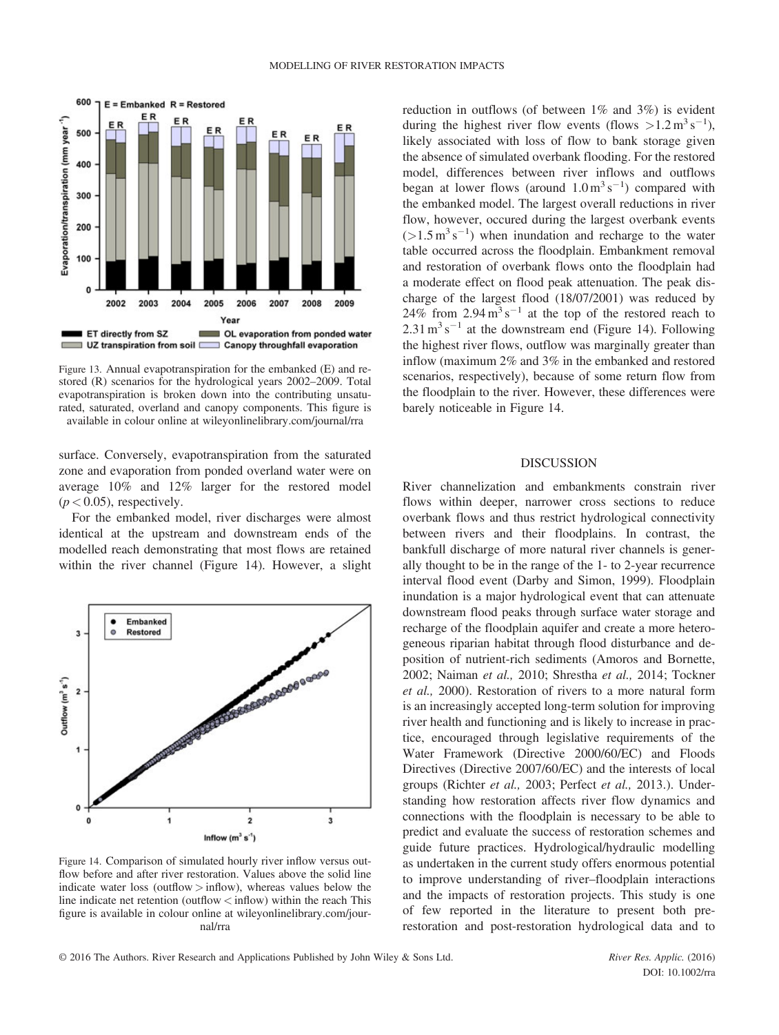Figure 13. Annual evapotranspiration for the embanked (E) and restored (R) scenarios for the hydrological years 2002–2009. Total evapotranspiration is broken down into the contributing unsaturated, saturated, overland and canopy components. This figure is available in colour online at wileyonlinelibrary.com/journal/rra

surface. Conversely, evapotranspiration from the saturated zone and evaporation from ponded overland water were on average 10% and 12% larger for the restored model ($p < 0.05$), respectively.

For the embanked model, river discharges were almost identical at the upstream and downstream ends of the modelled reach demonstrating that most flows are retained within the river channel (Figure 14). However, a slight reduction in outflows (of between 1% and 3%) is evident during the highest river flow events (flows $>1.2\,\text{m}^3\,\text{s}^{-1}$), likely associated with loss of flow to bank storage given the absence of simulated overbank flooding. For the restored model, differences between river inflows and outflows began at lower flows (around $1.0\,\text{m}^3\,\text{s}^{-1}$) compared with the embanked model. The largest overall reductions in river flow, however, occured during the largest overbank events ($>1.5\,\text{m}^3\,\text{s}^{-1}$) when inundation and recharge to the water table occurred across the floodplain. Embankment removal and restoration of overbank flows onto the floodplain had a moderate effect on flood peak attenuation. The peak discharge of the largest flood (18/07/2001) was reduced by 24% from $2.94\,\text{m}^3\,\text{s}^{-1}$ at the top of the restored reach to $2.31\,\text{m}^3\,\text{s}^{-1}$ at the downstream end (Figure 14). Following the highest river flows, outflow was marginally greater than inflow (maximum 2% and 3% in the embanked and restored scenarios, respectively), because of some return flow from the floodplain to the river. However, these differences were barely noticeable in Figure 14.

Figure 14. Comparison of simulated hourly river inflow versus outflow before and after river restoration. Values above the solid line indicate water loss (outflow > inflow), whereas values below the line indicate net retention (outflow < inflow) within the reach This figure is available in colour online at wileyonlinelibrary.com/journal/rra

## DISCUSSION

River channelization and embankments constrain river flows within deeper, narrower cross sections to reduce overbank flows and thus restrict hydrological connectivity between rivers and their floodplains. In contrast, the bankfull discharge of more natural river channels is generally thought to be in the range of the 1- to 2-year recurrence interval flood event (Darby and Simon, 1999). Floodplain inundation is a major hydrological event that can attenuate downstream flood peaks through surface water storage and recharge of the floodplain aquifer and create a more heterogeneous riparian habitat through flood disturbance and deposition of nutrient-rich sediments (Amoros and Bornette, 2002; Naiman *et al.,* 2010; Shrestha *et al.,* 2014; Tockner *et al.,* 2000). Restoration of rivers to a more natural form is an increasingly accepted long-term solution for improving river health and functioning and is likely to increase in practice, encouraged through legislative requirements of the Water Framework (Directive 2000/60/EC) and Floods Directives (Directive 2007/60/EC) and the interests of local groups (Richter *et al.,* 2003; Perfect *et al.,* 2013.). Understanding how restoration affects river flow dynamics and connections with the floodplain is necessary to be able to predict and evaluate the success of restoration schemes and guide future practices. Hydrological/hydraulic modelling as undertaken in the current study offers enormous potential to improve understanding of river–floodplain interactions and the impacts of restoration projects. This study is one of few reported in the literature to present both pre-restoration and post-restoration hydrological data and to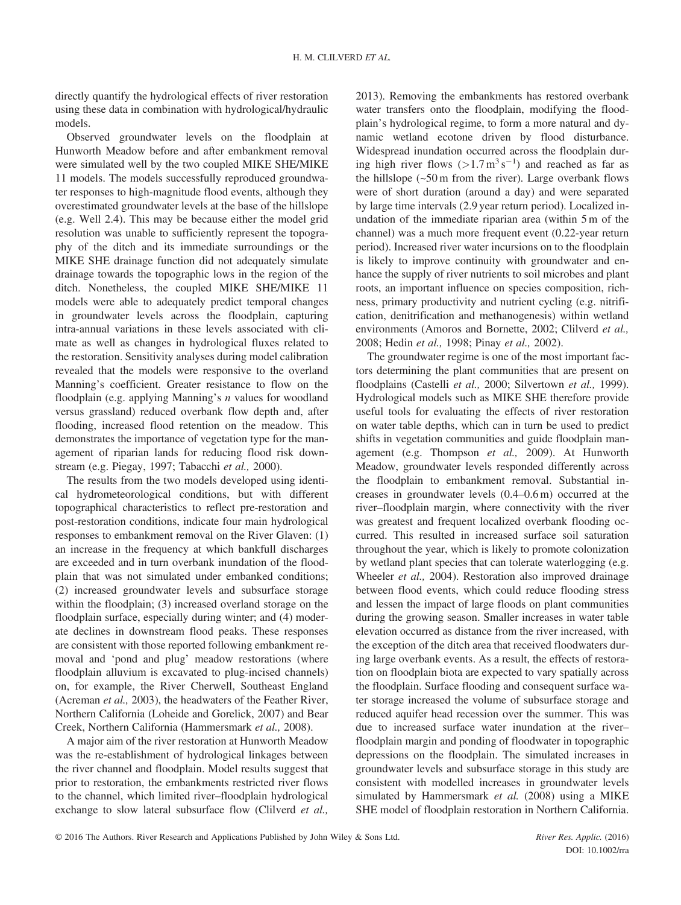directly quantify the hydrological effects of river restoration using these data in combination with hydrological/hydraulic models.

Observed groundwater levels on the floodplain at Hunworth Meadow before and after embankment removal were simulated well by the two coupled MIKE SHE/MIKE 11 models. The models successfully reproduced groundwater responses to high-magnitude flood events, although they overestimated groundwater levels at the base of the hillslope (e.g. Well 2.4). This may be because either the model grid resolution was unable to sufficiently represent the topography of the ditch and its immediate surroundings or the MIKE SHE drainage function did not adequately simulate drainage towards the topographic lows in the region of the ditch. Nonetheless, the coupled MIKE SHE/MIKE 11 models were able to adequately predict temporal changes in groundwater levels across the floodplain, capturing intra-annual variations in these levels associated with climate as well as changes in hydrological fluxes related to the restoration. Sensitivity analyses during model calibration revealed that the models were responsive to the overland Manning's coefficient. Greater resistance to flow on the floodplain (e.g. applying Manning's $n$ values for woodland versus grassland) reduced overbank flow depth and, after flooding, increased flood retention on the meadow. This demonstrates the importance of vegetation type for the management of riparian lands for reducing flood risk downstream (e.g. Piegay, 1997; Tabacchi *et al.,* 2000).

The results from the two models developed using identical hydrometeorological conditions, but with different topographical characteristics to reflect pre-restoration and post-restoration conditions, indicate four main hydrological responses to embankment removal on the River Glaven: (1) an increase in the frequency at which bankfull discharges are exceeded and in turn overbank inundation of the floodplain that was not simulated under embanked conditions; (2) increased groundwater levels and subsurface storage within the floodplain; (3) increased overland storage on the floodplain surface, especially during winter; and (4) moderate declines in downstream flood peaks. These responses are consistent with those reported following embankment removal and 'pond and plug' meadow restorations (where floodplain alluvium is excavated to plug-incised channels) on, for example, the River Cherwell, Southeast England (Acreman *et al.,* 2003), the headwaters of the Feather River, Northern California (Loheide and Gorelick, 2007) and Bear Creek, Northern California (Hammersmark *et al.,* 2008).

A major aim of the river restoration at Hunworth Meadow was the re-establishment of hydrological linkages between the river channel and floodplain. Model results suggest that prior to restoration, the embankments restricted river flows to the channel, which limited river–floodplain hydrological exchange to slow lateral subsurface flow (Clilverd *et al.,* 2013). Removing the embankments has restored overbank water transfers onto the floodplain, modifying the floodplain's hydrological regime, to form a more natural and dynamic wetland ecotone driven by flood disturbance. Widespread inundation occurred across the floodplain during high river flows ($>1.7\,m^3\,s^{-1}$) and reached as far as the hillslope (~50 m from the river). Large overbank flows were of short duration (around a day) and were separated by large time intervals (2.9 year return period). Localized inundation of the immediate riparian area (within 5 m of the channel) was a much more frequent event (0.22-year return period). Increased river water incursions on to the floodplain is likely to improve continuity with groundwater and enhance the supply of river nutrients to soil microbes and plant roots, an important influence on species composition, richness, primary productivity and nutrient cycling (e.g. nitrification, denitrification and methanogenesis) within wetland environments (Amoros and Bornette, 2002; Clilverd *et al.,* 2008; Hedin *et al.,* 1998; Pinay *et al.,* 2002).

The groundwater regime is one of the most important factors determining the plant communities that are present on floodplains (Castelli *et al.,* 2000; Silvertown *et al.,* 1999). Hydrological models such as MIKE SHE therefore provide useful tools for evaluating the effects of river restoration on water table depths, which can in turn be used to predict shifts in vegetation communities and guide floodplain management (e.g. Thompson *et al.,* 2009). At Hunworth Meadow, groundwater levels responded differently across the floodplain to embankment removal. Substantial increases in groundwater levels (0.4–0.6 m) occurred at the river–floodplain margin, where connectivity with the river was greatest and frequent localized overbank flooding occurred. This resulted in increased surface soil saturation throughout the year, which is likely to promote colonization by wetland plant species that can tolerate waterlogging (e.g. Wheeler *et al.,* 2004). Restoration also improved drainage between flood events, which could reduce flooding stress and lessen the impact of large floods on plant communities during the growing season. Smaller increases in water table elevation occurred as distance from the river increased, with the exception of the ditch area that received floodwaters during large overbank events. As a result, the effects of restoration on floodplain biota are expected to vary spatially across the floodplain. Surface flooding and consequent surface water storage increased the volume of subsurface storage and reduced aquifer head recession over the summer. This was due to increased surface water inundation at the river–floodplain margin and ponding of floodwater in topographic depressions on the floodplain. The simulated increases in groundwater levels and subsurface storage in this study are consistent with modelled increases in groundwater levels simulated by Hammersmark *et al.* (2008) using a MIKE SHE model of floodplain restoration in Northern California.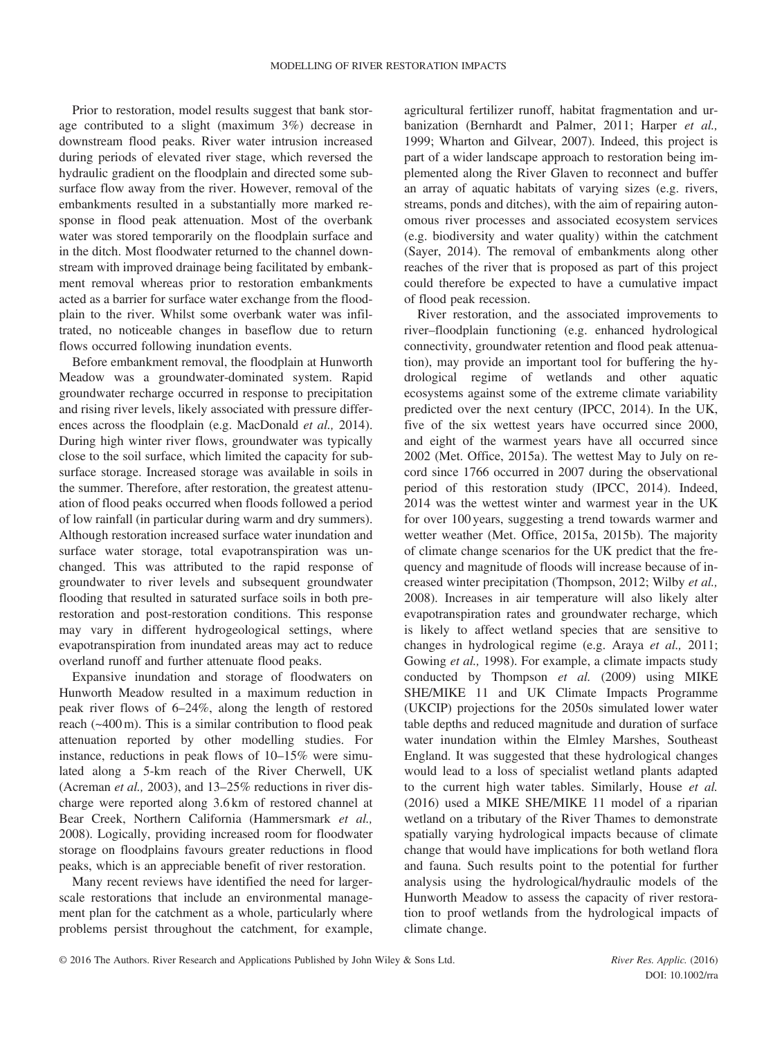Prior to restoration, model results suggest that bank storage contributed to a slight (maximum 3%) decrease in downstream flood peaks. River water intrusion increased during periods of elevated river stage, which reversed the hydraulic gradient on the floodplain and directed some subsurface flow away from the river. However, removal of the embankments resulted in a substantially more marked response in flood peak attenuation. Most of the overbank water was stored temporarily on the floodplain surface and in the ditch. Most floodwater returned to the channel downstream with improved drainage being facilitated by embankment removal whereas prior to restoration embankments acted as a barrier for surface water exchange from the floodplain to the river. Whilst some overbank water was infiltrated, no noticeable changes in baseflow due to return flows occurred following inundation events.

Before embankment removal, the floodplain at Hunworth Meadow was a groundwater-dominated system. Rapid groundwater recharge occurred in response to precipitation and rising river levels, likely associated with pressure differences across the floodplain (e.g. MacDonald *et al.,* 2014). During high winter river flows, groundwater was typically close to the soil surface, which limited the capacity for subsurface storage. Increased storage was available in soils in the summer. Therefore, after restoration, the greatest attenuation of flood peaks occurred when floods followed a period of low rainfall (in particular during warm and dry summers). Although restoration increased surface water inundation and surface water storage, total evapotranspiration was unchanged. This was attributed to the rapid response of groundwater to river levels and subsequent groundwater flooding that resulted in saturated surface soils in both pre-restoration and post-restoration conditions. This response may vary in different hydrogeological settings, where evapotranspiration from inundated areas may act to reduce overland runoff and further attenuate flood peaks.

Expansive inundation and storage of floodwaters on Hunworth Meadow resulted in a maximum reduction in peak river flows of 6–24%, along the length of restored reach (~400 m). This is a similar contribution to flood peak attenuation reported by other modelling studies. For instance, reductions in peak flows of 10–15% were simulated along a 5-km reach of the River Cherwell, UK (Acreman *et al.,* 2003), and 13–25% reductions in river discharge were reported along 3.6 km of restored channel at Bear Creek, Northern California (Hammersmark *et al.,* 2008). Logically, providing increased room for floodwater storage on floodplains favours greater reductions in flood peaks, which is an appreciable benefit of river restoration.

Many recent reviews have identified the need for larger-scale restorations that include an environmental management plan for the catchment as a whole, particularly where problems persist throughout the catchment, for example, agricultural fertilizer runoff, habitat fragmentation and urbanization (Bernhardt and Palmer, 2011; Harper *et al.,* 1999; Wharton and Gilvear, 2007). Indeed, this project is part of a wider landscape approach to restoration being implemented along the River Glaven to reconnect and buffer an array of aquatic habitats of varying sizes (e.g. rivers, streams, ponds and ditches), with the aim of repairing autonomous river processes and associated ecosystem services (e.g. biodiversity and water quality) within the catchment (Sayer, 2014). The removal of embankments along other reaches of the river that is proposed as part of this project could therefore be expected to have a cumulative impact of flood peak recession.

River restoration, and the associated improvements to river–floodplain functioning (e.g. enhanced hydrological connectivity, groundwater retention and flood peak attenuation), may provide an important tool for buffering the hydrological regime of wetlands and other aquatic ecosystems against some of the extreme climate variability predicted over the next century (IPCC, 2014). In the UK, five of the six wettest years have occurred since 2000, and eight of the warmest years have all occurred since 2002 (Met. Office, 2015a). The wettest May to July on record since 1766 occurred in 2007 during the observational period of this restoration study (IPCC, 2014). Indeed, 2014 was the wettest winter and warmest year in the UK for over 100 years, suggesting a trend towards warmer and wetter weather (Met. Office, 2015a, 2015b). The majority of climate change scenarios for the UK predict that the frequency and magnitude of floods will increase because of increased winter precipitation (Thompson, 2012; Wilby *et al.,* 2008). Increases in air temperature will also likely alter evapotranspiration rates and groundwater recharge, which is likely to affect wetland species that are sensitive to changes in hydrological regime (e.g. Araya *et al.,* 2011; Gowing *et al.,* 1998). For example, a climate impacts study conducted by Thompson *et al.* (2009) using MIKE SHE/MIKE 11 and UK Climate Impacts Programme (UKCIP) projections for the 2050s simulated lower water table depths and reduced magnitude and duration of surface water inundation within the Elmley Marshes, Southeast England. It was suggested that these hydrological changes would lead to a loss of specialist wetland plants adapted to the current high water tables. Similarly, House *et al.* (2016) used a MIKE SHE/MIKE 11 model of a riparian wetland on a tributary of the River Thames to demonstrate spatially varying hydrological impacts because of climate change that would have implications for both wetland flora and fauna. Such results point to the potential for further analysis using the hydrological/hydraulic models of the Hunworth Meadow to assess the capacity of river restoration to proof wetlands from the hydrological impacts of climate change.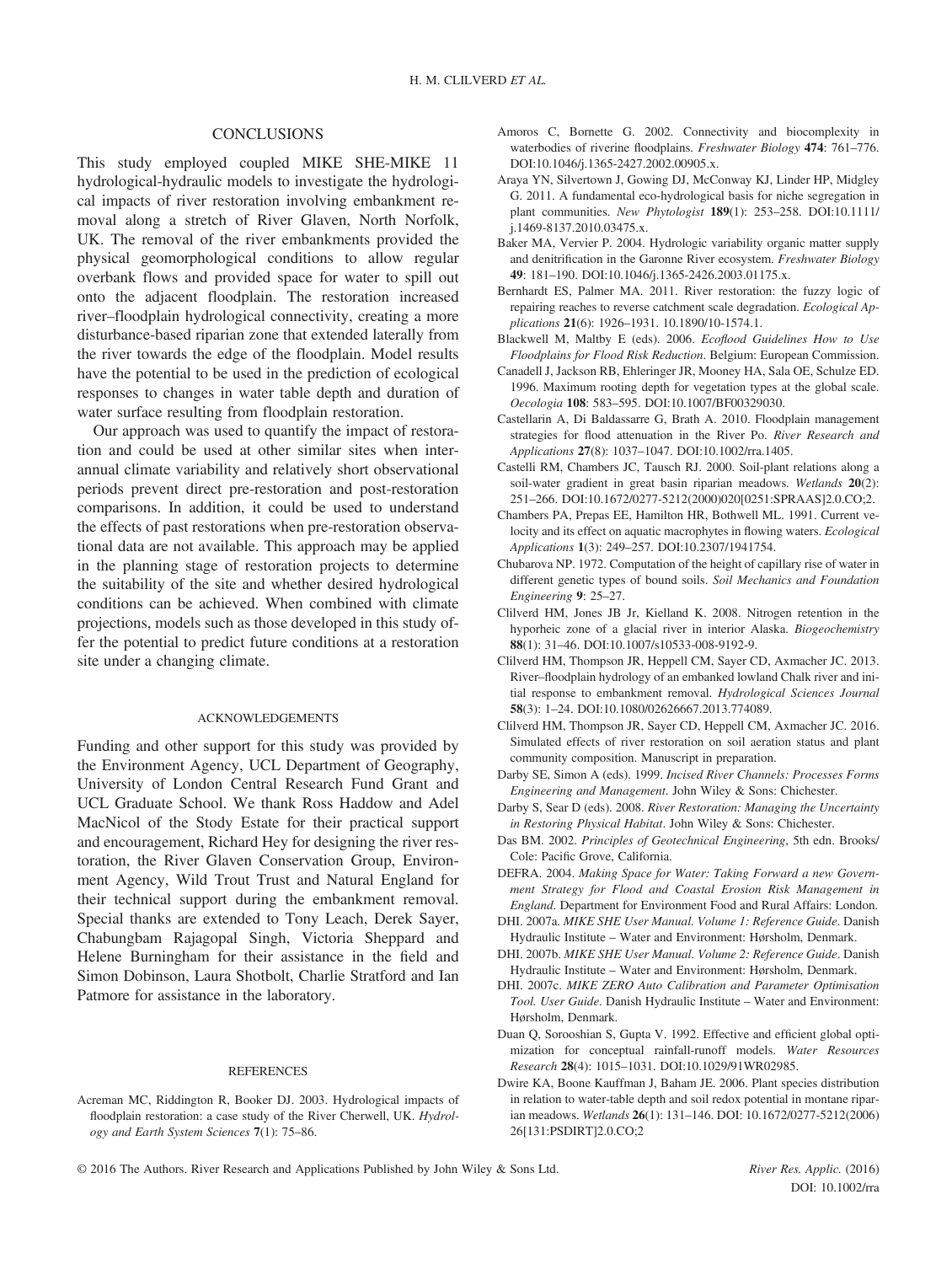## CONCLUSIONS

This study employed coupled MIKE SHE-MIKE 11 hydrological-hydraulic models to investigate the hydrological impacts of river restoration involving embankment removal along a stretch of River Glaven, North Norfolk, UK. The removal of the river embankments provided the physical geomorphological conditions to allow regular overbank flows and provided space for water to spill out onto the adjacent floodplain. The restoration increased river–floodplain hydrological connectivity, creating a more disturbance-based riparian zone that extended laterally from the river towards the edge of the floodplain. Model results have the potential to be used in the prediction of ecological responses to changes in water table depth and duration of water surface resulting from floodplain restoration.

Our approach was used to quantify the impact of restoration and could be used at other similar sites when interannual climate variability and relatively short observational periods prevent direct pre-restoration and post-restoration comparisons. In addition, it could be used to understand the effects of past restorations when pre-restoration observational data are not available. This approach may be applied in the planning stage of restoration projects to determine the suitability of the site and whether desired hydrological conditions can be achieved. When combined with climate projections, models such as those developed in this study offer the potential to predict future conditions at a restoration site under a changing climate.

### ACKNOWLEDGEMENTS

Funding and other support for this study was provided by the Environment Agency, UCL Department of Geography, University of London Central Research Fund Grant and UCL Graduate School. We thank Ross Haddow and Adel MacNicol of the Stody Estate for their practical support and encouragement, Richard Hey for designing the river restoration, the River Glaven Conservation Group, Environment Agency, Wild Trout Trust and Natural England for their technical support during the embankment removal. Special thanks are extended to Tony Leach, Derek Sayer, Chabungbam Rajagopal Singh, Victoria Sheppard and Helene Burningham for their assistance in the field and Simon Dobinson, Laura Shotbolt, Charlie Stratford and Ian Patmore for assistance in the laboratory.

### REFERENCES

Acreman MC, Riddington R, Booker DJ. 2003. Hydrological impacts of floodplain restoration: a case study of the River Cherwell, UK. *Hydrology and Earth System Sciences* **7**(1): 75–86.

Amoros C, Bornette G. 2002. Connectivity and biocomplexity in waterbodies of riverine floodplains. *Freshwater Biology* **474**: 761–776. DOI:10.1046/j.1365-2427.2002.00905.x.

Araya YN, Silvertown J, Gowing DJ, McConway KJ, Linder HP, Midgley G. 2011. A fundamental eco-hydrological basis for niche segregation in plant communities. *New Phytologist* **189**(1): 253–258. DOI:10.1111/j.1469-8137.2010.03475.x.

Baker MA, Vervier P. 2004. Hydrologic variability organic matter supply and denitrification in the Garonne River ecosystem. *Freshwater Biology* **49**: 181–190. DOI:10.1046/j.1365-2426.2003.01175.x.

Bernhardt ES, Palmer MA. 2011. River restoration: the fuzzy logic of repairing reaches to reverse catchment scale degradation. *Ecological Applications* **21**(6): 1926–1931. 10.1890/10-1574.1.

Blackwell M, Maltby E (eds). 2006. *Ecoflood Guidelines How to Use Floodplains for Flood Risk Reduction*. Belgium: European Commission.

Canadell J, Jackson RB, Ehleringer JR, Mooney HA, Sala OE, Schulze ED. 1996. Maximum rooting depth for vegetation types at the global scale. *Oecologia* **108**: 583–595. DOI:10.1007/BF00329030.

Castellarin A, Di Baldassarre G, Brath A. 2010. Floodplain management strategies for flood attenuation in the River Po. *River Research and Applications* **27**(8): 1037–1047. DOI:10.1002/rra.1405.

Castelli RM, Chambers JC, Tausch RJ. 2000. Soil-plant relations along a soil-water gradient in great basin riparian meadows. *Wetlands* **20**(2): 251–266. DOI:10.1672/0277-5212(2000)020[0251:SPRAAS]2.0.CO;2.

Chambers PA, Prepas EE, Hamilton HR, Bothwell ML. 1991. Current velocity and its effect on aquatic macrophytes in flowing waters. *Ecological Applications* **1**(3): 249–257. DOI:10.2307/1941754.

Chubarova NP. 1972. Computation of the height of capillary rise of water in different genetic types of bound soils. *Soil Mechanics and Foundation Engineering* **9**: 25–27.

Clilverd HM, Jones JB Jr, Kielland K. 2008. Nitrogen retention in the hyporheic zone of a glacial river in interior Alaska. *Biogeochemistry* **88**(1): 31–46. DOI:10.1007/s10533-008-9192-9.

Clilverd HM, Thompson JR, Heppell CM, Sayer CD, Axmacher JC. 2013. River–floodplain hydrology of an embanked lowland Chalk river and initial response to embankment removal. *Hydrological Sciences Journal* **58**(3): 1–24. DOI:10.1080/02626667.2013.774089.

Clilverd HM, Thompson JR, Sayer CD, Heppell CM, Axmacher JC. 2016. Simulated effects of river restoration on soil aeration status and plant community composition. Manuscript in preparation.

Darby SE, Simon A (eds). 1999. *Incised River Channels: Processes Forms Engineering and Management*. John Wiley & Sons: Chichester.

Darby S, Sear D (eds). 2008. *River Restoration: Managing the Uncertainty in Restoring Physical Habitat*. John Wiley & Sons: Chichester.

Das BM. 2002. *Principles of Geotechnical Engineering*, 5th edn. Brooks/Cole: Pacific Grove, California.

DEFRA. 2004. *Making Space for Water: Taking Forward a new Government Strategy for Flood and Coastal Erosion Risk Management in England*. Department for Environment Food and Rural Affairs: London.

DHI. 2007a. *MIKE SHE User Manual. Volume 1: Reference Guide*. Danish Hydraulic Institute – Water and Environment: Hørsholm, Denmark.

DHI. 2007b. *MIKE SHE User Manual. Volume 2: Reference Guide*. Danish Hydraulic Institute – Water and Environment: Hørsholm, Denmark.

DHI. 2007c. *MIKE ZERO Auto Calibration and Parameter Optimisation Tool. User Guide*. Danish Hydraulic Institute – Water and Environment: Hørsholm, Denmark.

Duan Q, Sorooshian S, Gupta V. 1992. Effective and efficient global optimization for conceptual rainfall-runoff models. *Water Resources Research* **28**(4): 1015–1031. DOI:10.1029/91WR02985.

Dwire KA, Boone Kauffman J, Baham JE. 2006. Plant species distribution in relation to water-table depth and soil redox potential in montane riparian meadows. *Wetlands* **26**(1): 131–146. DOI: 10.1672/0277-5212(2006)26[131:PSDIRT]2.0.CO;2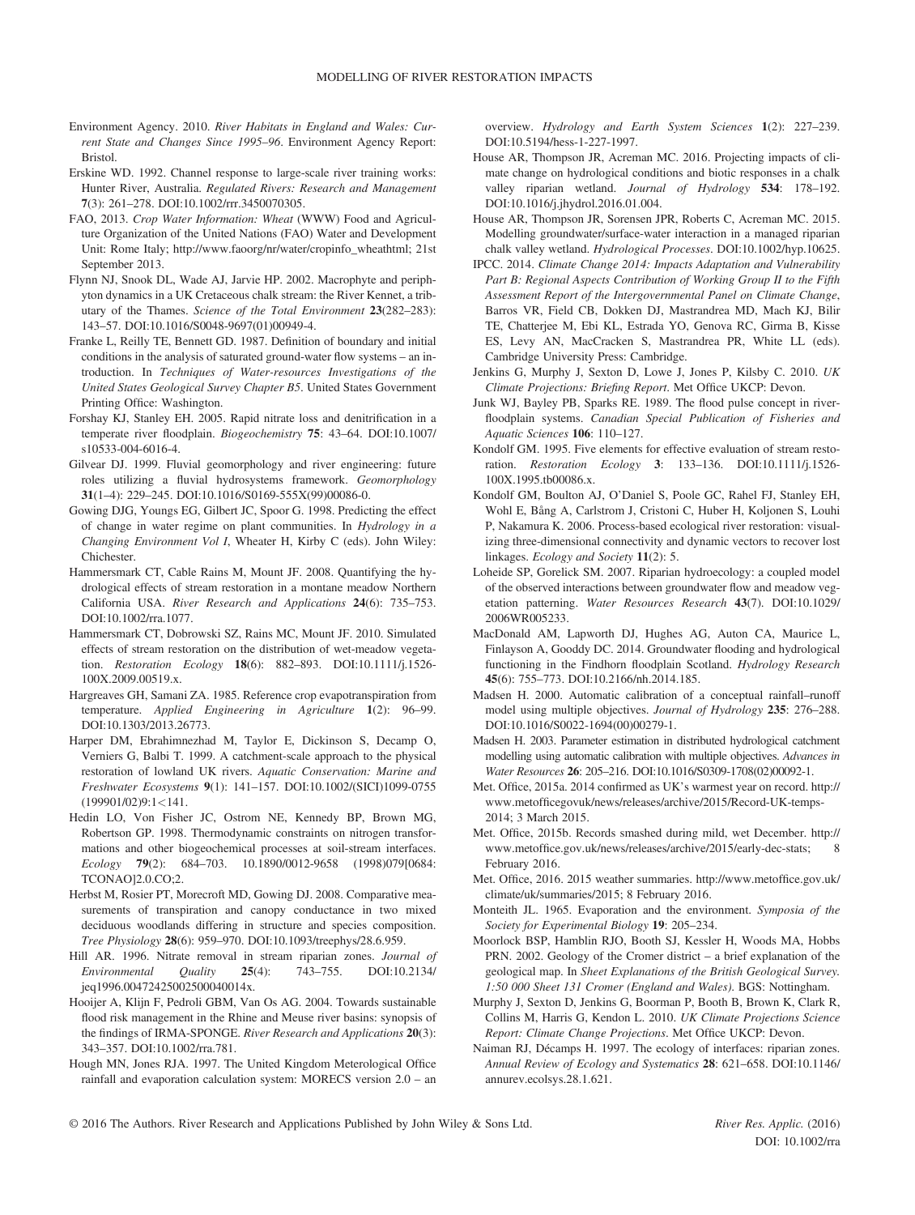Environment Agency. 2010. *River Habitats in England and Wales: Current State and Changes Since 1995–96*. Environment Agency Report: Bristol.

Erskine WD. 1992. Channel response to large-scale river training works: Hunter River, Australia. *Regulated Rivers: Research and Management* **7**(3): 261–278. DOI:10.1002/rrr.3450070305.

FAO, 2013. *Crop Water Information: Wheat* (WWW) Food and Agriculture Organization of the United Nations (FAO) Water and Development Unit: Rome Italy; http://www.faoorg/nr/water/cropinfo_wheathtml; 21st September 2013.

Flynn NJ, Snook DL, Wade AJ, Jarvie HP. 2002. Macrophyte and periphyton dynamics in a UK Cretaceous chalk stream: the River Kennet, a tributary of the Thames. *Science of the Total Environment* **23**(282–283): 143–57. DOI:10.1016/S0048-9697(01)00949-4.

Franke L, Reilly TE, Bennett GD. 1987. Definition of boundary and initial conditions in the analysis of saturated ground-water flow systems – an introduction. In *Techniques of Water-resources Investigations of the United States Geological Survey Chapter B5*. United States Government Printing Office: Washington.

Forshay KJ, Stanley EH. 2005. Rapid nitrate loss and denitrification in a temperate river floodplain. *Biogeochemistry* **75**: 43–64. DOI:10.1007/s10533-004-6016-4.

Gilvear DJ. 1999. Fluvial geomorphology and river engineering: future roles utilizing a fluvial hydrosystems framework. *Geomorphology* **31**(1–4): 229–245. DOI:10.1016/S0169-555X(99)00086-0.

Gowing DJG, Youngs EG, Gilbert JC, Spoor G. 1998. Predicting the effect of change in water regime on plant communities. In *Hydrology in a Changing Environment Vol I*, Wheater H, Kirby C (eds). John Wiley: Chichester.

Hammersmark CT, Cable Rains M, Mount JF. 2008. Quantifying the hydrological effects of stream restoration in a montane meadow Northern California USA. *River Research and Applications* **24**(6): 735–753. DOI:10.1002/rra.1077.

Hammersmark CT, Dobrowski SZ, Rains MC, Mount JF. 2010. Simulated effects of stream restoration on the distribution of wet-meadow vegetation. *Restoration Ecology* **18**(6): 882–893. DOI:10.1111/j.1526-100X.2009.00519.x.

Hargreaves GH, Samani ZA. 1985. Reference crop evapotranspiration from temperature. *Applied Engineering in Agriculture* **1**(2): 96–99. DOI:10.1303/2013.26773.

Harper DM, Ebrahimnezhad M, Taylor E, Dickinson S, Decamp O, Verniers G, Balbi T. 1999. A catchment-scale approach to the physical restoration of lowland UK rivers. *Aquatic Conservation: Marine and Freshwater Ecosystems* **9**(1): 141–157. DOI:10.1002/(SICI)1099-0755(199901/02)9:1<141.

Hedin LO, Von Fisher JC, Ostrom NE, Kennedy BP, Brown MG, Robertson GP. 1998. Thermodynamic constraints on nitrogen transformations and other biogeochemical processes at soil-stream interfaces. *Ecology* **79**(2): 684–703. 10.1890/0012-9658 (1998)079[0684:TCONAO]2.0.CO;2.

Herbst M, Rosier PT, Morecroft MD, Gowing DJ. 2008. Comparative measurements of transpiration and canopy conductance in two mixed deciduous woodlands differing in structure and species composition. *Tree Physiology* **28**(6): 959–970. DOI:10.1093/treephys/28.6.959.

Hill AR. 1996. Nitrate removal in stream riparian zones. *Journal of Environmental Quality* **25**(4): 743–755. DOI:10.2134/jeq1996.00472425002500040014x.

Hooijer A, Klijn F, Pedroli GBM, Van Os AG. 2004. Towards sustainable flood risk management in the Rhine and Meuse river basins: synopsis of the findings of IRMA-SPONGE. *River Research and Applications* **20**(3): 343–357. DOI:10.1002/rra.781.

Hough MN, Jones RJA. 1997. The United Kingdom Meterological Office rainfall and evaporation calculation system: MORECS version 2.0 – an overview. *Hydrology and Earth System Sciences* **1**(2): 227–239. DOI:10.5194/hess-1-227-1997.

House AR, Thompson JR, Acreman MC. 2016. Projecting impacts of climate change on hydrological conditions and biotic responses in a chalk valley riparian wetland. *Journal of Hydrology* **534**: 178–192. DOI:10.1016/j.jhydrol.2016.01.004.

House AR, Thompson JR, Sorensen JPR, Roberts C, Acreman MC. 2015. Modelling groundwater/surface-water interaction in a managed riparian chalk valley wetland. *Hydrological Processes*. DOI:10.1002/hyp.10625.

IPCC. 2014. *Climate Change 2014: Impacts Adaptation and Vulnerability Part B: Regional Aspects Contribution of Working Group II to the Fifth Assessment Report of the Intergovernmental Panel on Climate Change*, Barros VR, Field CB, Dokken DJ, Mastrandrea MD, Mach KJ, Bilir TE, Chatterjee M, Ebi KL, Estrada YO, Genova RC, Girma B, Kisse ES, Levy AN, MacCracken S, Mastrandrea PR, White LL (eds). Cambridge University Press: Cambridge.

Jenkins G, Murphy J, Sexton D, Lowe J, Jones P, Kilsby C. 2010. *UK Climate Projections: Briefing Report*. Met Office UKCP: Devon.

Junk WJ, Bayley PB, Sparks RE. 1989. The flood pulse concept in river-floodplain systems. *Canadian Special Publication of Fisheries and Aquatic Sciences* **106**: 110–127.

Kondolf GM. 1995. Five elements for effective evaluation of stream restoration. *Restoration Ecology* **3**: 133–136. DOI:10.1111/j.1526-100X.1995.tb00086.x.

Kondolf GM, Boulton AJ, O'Daniel S, Poole GC, Rahel FJ, Stanley EH, Wohl E, Bång A, Carlstrom J, Cristoni C, Huber H, Koljonen S, Louhi P, Nakamura K. 2006. Process-based ecological river restoration: visualizing three-dimensional connectivity and dynamic vectors to recover lost linkages. *Ecology and Society* **11**(2): 5.

Loheide SP, Gorelick SM. 2007. Riparian hydroecology: a coupled model of the observed interactions between groundwater flow and meadow vegetation patterning. *Water Resources Research* **43**(7). DOI:10.1029/2006WR005233.

MacDonald AM, Lapworth DJ, Hughes AG, Auton CA, Maurice L, Finlayson A, Gooddy DC. 2014. Groundwater flooding and hydrological functioning in the Findhorn floodplain Scotland. *Hydrology Research* **45**(6): 755–773. DOI:10.2166/nh.2014.185.

Madsen H. 2000. Automatic calibration of a conceptual rainfall–runoff model using multiple objectives. *Journal of Hydrology* **235**: 276–288. DOI:10.1016/S0022-1694(00)00279-1.

Madsen H. 2003. Parameter estimation in distributed hydrological catchment modelling using automatic calibration with multiple objectives. *Advances in Water Resources* **26**: 205–216. DOI:10.1016/S0309-1708(02)00092-1.

Met. Office, 2015a. 2014 confirmed as UK's warmest year on record. http://www.metofficegovuk/news/releases/archive/2015/Record-UK-temps-2014; 3 March 2015.

Met. Office, 2015b. Records smashed during mild, wet December. http://www.metofficegov.uk/news/releases/archive/2015/early-dec-stats; 8 February 2016.

Met. Office, 2016. 2015 weather summaries. http://www.metoffice.gov.uk/climate/uk/summaries/2015; 8 February 2016.

Monteith JL. 1965. Evaporation and the environment. *Symposia of the Society for Experimental Biology* **19**: 205–234.

Moorlock BSP, Hamblin RJO, Booth SJ, Kessler H, Woods MA, Hobbs PRN. 2002. Geology of the Cromer district – a brief explanation of the geological map. In *Sheet Explanations of the British Geological Survey. 1:50 000 Sheet 131 Cromer (England and Wales)*. BGS: Nottingham.

Murphy J, Sexton D, Jenkins G, Boorman P, Booth B, Brown K, Clark R, Collins M, Harris G, Kendon L. 2010. *UK Climate Projections Science Report: Climate Change Projections*. Met Office UKCP: Devon.

Naiman RJ, Décamps H. 1997. The ecology of interfaces: riparian zones. *Annual Review of Ecology and Systematics* **28**: 621–658. DOI:10.1146/annurev.ecolsys.28.1.621.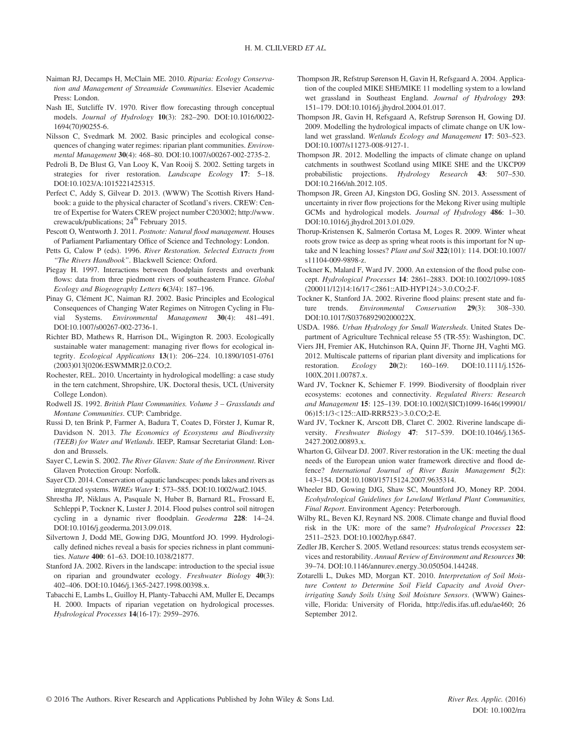Naiman RJ, Decamps H, McClain ME. 2010. *Riparia: Ecology Conservation and Management of Streamside Communities*. Elsevier Academic Press: London.

Nash IE, Sutcliffe IV. 1970. River flow forecasting through conceptual models. *Journal of Hydrology* **10**(3): 282–290. DOI:10.1016/0022-1694(70)90255-6.

Nilsson C, Svedmark M. 2002. Basic principles and ecological consequences of changing water regimes: riparian plant communities. *Environmental Management* **30**(4): 468–80. DOI:10.1007/s00267-002-2735-2.

Pedroli B, De Blust G, Van Looy K, Van Rooij S. 2002. Setting targets in strategies for river restoration. *Landscape Ecology* **17**: 5–18. DOI:10.1023/A:1015221425315.

Perfect C, Addy S, Gilvear D. 2013. (WWW) The Scottish Rivers Handbook: a guide to the physical character of Scotland's rivers. CREW: Centre of Expertise for Waters CREW project number C203002; http://www.crewacuk/publications; 24th February 2015.

Pescott O, Wentworth J. 2011. *Postnote: Natural flood management*. Houses of Parliament Parliamentary Office of Science and Technology: London.

Petts G, Calow P (eds). 1996. *River Restoration. Selected Extracts from "The Rivers Handbook"*. Blackwell Science: Oxford.

Piegay H. 1997. Interactions between floodplain forests and overbank flows: data from three piedmont rivers of southeastern France. *Global Ecology and Biogeography Letters* **6**(3/4): 187–196.

Pinay G, Clément JC, Naiman RJ. 2002. Basic Principles and Ecological Consequences of Changing Water Regimes on Nitrogen Cycling in Fluvial Systems. *Environmental Management* **30**(4): 481–491. DOI:10.1007/s00267-002-2736-1.

Richter BD, Mathews R, Harrison DL, Wigington R. 2003. Ecologically sustainable water management: managing river flows for ecological integrity. *Ecological Applications* **13**(1): 206–224. 10.1890/1051-0761(2003)013[0206:ESWMMR]2.0.CO;2.

Rochester, REL. 2010. Uncertainty in hydrological modelling: a case study in the tern catchment, Shropshire, UK. Doctoral thesis, UCL (University College London).

Rodwell JS. 1992. *British Plant Communities. Volume 3 – Grasslands and Montane Communities*. CUP: Cambridge.

Russi D, ten Brink P, Farmer A, Badura T, Coates D, Förster J, Kumar R, Davidson N. 2013. *The Economics of Ecosystems and Biodiversity (TEEB) for Water and Wetlands*. IEEP, Ramsar Secretariat Gland: London and Brussels.

Sayer C, Lewin S. 2002. *The River Glaven: State of the Environment*. River Glaven Protection Group: Norfolk.

Sayer CD. 2014. Conservation of aquatic landscapes: ponds lakes and rivers as integrated systems. *WIREs Water* **1**: 573–585. DOI:10.1002/wat2.1045.

Shrestha JP, Niklaus A, Pasquale N, Huber B, Barnard RL, Frossard E, Schleppi P, Tockner K, Luster J. 2014. Flood pulses control soil nitrogen cycling in a dynamic river floodplain. *Geoderma* **228**: 14–24. DOI:10.1016/j.geoderma.2013.09.018.

Silvertown J, Dodd ME, Gowing DJG, Mountford JO. 1999. Hydrologically defined niches reveal a basis for species richness in plant communities. *Nature* **400**: 61–63. DOI:10.1038/21877.

Stanford JA. 2002. Rivers in the landscape: introduction to the special issue on riparian and groundwater ecology. *Freshwater Biology* **40**(3): 402–406. DOI:10.1046/j.1365-2427.1998.00398.x.

Tabacchi E, Lambs L, Guilloy H, Planty-Tabacchi AM, Muller E, Decamps H. 2000. Impacts of riparian vegetation on hydrological processes. *Hydrological Processes* **14**(16-17): 2959–2976.

Thompson JR, Refstrup Sørenson H, Gavin H, Refsgaard A. 2004. Application of the coupled MIKE SHE/MIKE 11 modelling system to a lowland wet grassland in Southeast England. *Journal of Hydrology* **293**: 151–179. DOI:10.1016/j.jhydrol.2004.01.017.

Thompson JR, Gavin H, Refsgaard A, Refstrup Sørenson H, Gowing DJ. 2009. Modelling the hydrological impacts of climate change on UK lowland wet grassland. *Wetlands Ecology and Management* **17**: 503–523. DOI:10.1007/s11273-008-9127-1.

Thompson JR. 2012. Modelling the impacts of climate change on upland catchments in southwest Scotland using MIKE SHE and the UKCP09 probabilistic projections. *Hydrology Research* **43**: 507–530. DOI:10.2166/nh.2012.105.

Thompson JR, Green AJ, Kingston DG, Gosling SN. 2013. Assessment of uncertainty in river flow projections for the Mekong River using multiple GCMs and hydrological models. *Journal of Hydrology* **486**: 1–30. DOI:10.1016/j.jhydrol.2013.01.029.

Thorup-Kristensen K, Salmerón Cortasa M, Loges R. 2009. Winter wheat roots grow twice as deep as spring wheat roots is this important for N uptake and N leaching losses? *Plant and Soil* **322**(101): 114. DOI:10.1007/s11104-009-9898-z.

Tockner K, Malard F, Ward JV. 2000. An extension of the flood pulse concept. *Hydrological Processes* **14**: 2861–2883. DOI:10.1002/1099-1085(200011/12)14:16/17<2861::AID-HYP124>3.0.CO;2-F.

Tockner K, Stanford JA. 2002. Riverine flood plains: present state and future trends. *Environmental Conservation* **29**(3): 308–330. DOI:10.1017/S037689290200022X.

USDA. 1986. *Urban Hydrology for Small Watersheds*. United States Department of Agriculture Technical release 55 (TR-55): Washington, DC.

Viers JH, Fremier AK, Hutchinson RA, Quinn JF, Thorne JH, Vaghti MG. 2012. Multiscale patterns of riparian plant diversity and implications for restoration. *Ecology* **20**(2): 160–169. DOI:10.1111/j.1526-100X.2011.00787.x.

Ward JV, Tockner K, Schiemer F. 1999. Biodiversity of floodplain river ecosystems: ecotones and connectivity. *Regulated Rivers: Research and Management* **15**: 125–139. DOI:10.1002/(SICI)1099-1646(199901/06)15:1/3<125::AID-RRR523>3.0.CO;2-E.

Ward JV, Tockner K, Arscott DB, Claret C. 2002. Riverine landscape diversity. *Freshwater Biology* **47**: 517–539. DOI:10.1046/j.1365-2427.2002.00893.x.

Wharton G, Gilvear DJ. 2007. River restoration in the UK: meeting the dual needs of the European union water framework directive and flood defence? *International Journal of River Basin Management* **5**(2): 143–154. DOI:10.1080/15715124.2007.9635314.

Wheeler BD, Gowing DJG, Shaw SC, Mountford JO, Money RP. 2004. *Ecohydrological Guidelines for Lowland Wetland Plant Communities, Final Report*. Environment Agency: Peterborough.

Wilby RL, Beven KJ, Reynard NS. 2008. Climate change and fluvial flood risk in the UK: more of the same? *Hydrological Processes* **22**: 2511–2523. DOI:10.1002/hyp.6847.

Zedler JB, Kercher S. 2005. Wetland resources: status trends ecosystem services and restorability. *Annual Review of Environment and Resources* **30**: 39–74. DOI:10.1146/annurev.energy.30.050504.144248.

Zotarelli L, Dukes MD, Morgan KT. 2010. *Interpretation of Soil Moisture Content to Determine Soil Field Capacity and Avoid Over-irrigating Sandy Soils Using Soil Moisture Sensors*. (WWW) Gainesville, Florida: University of Florida, http://edis.ifas.ufl.edu/ae460; 26 September 2012.

© 2016 The Authors. River Research and Applications Published by John Wiley & Sons Ltd.